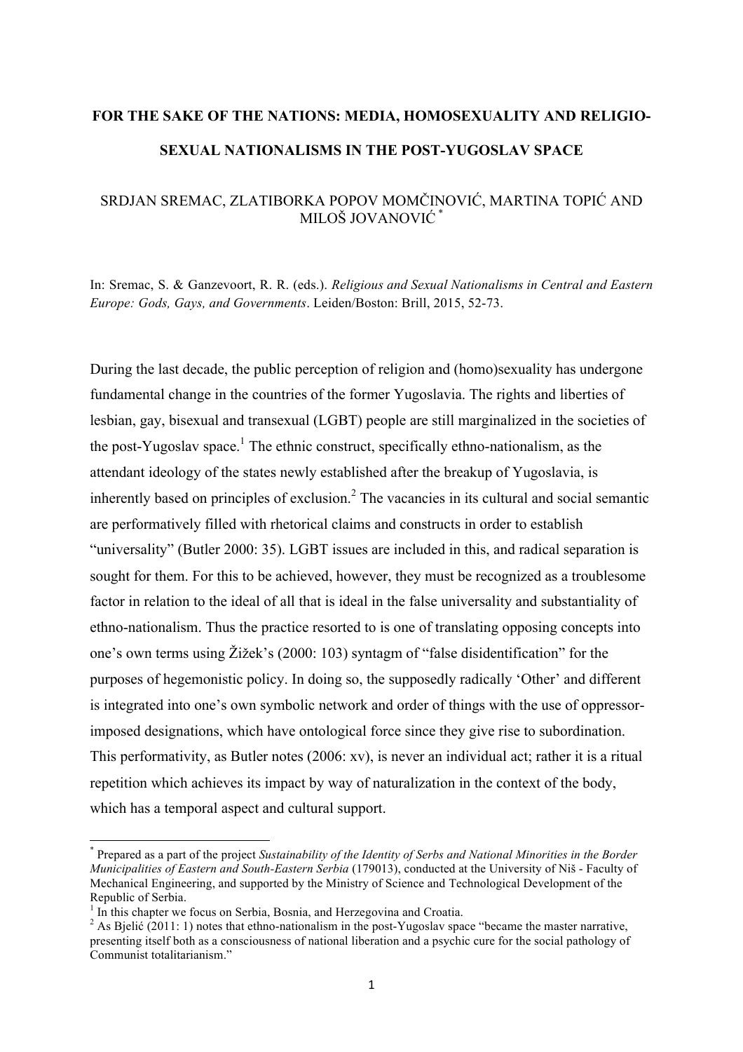# FOR THE SAKE OF THE NATIONS: MEDIA, HOMOSEXUALITY AND RELIGIO-SEXUAL NATIONALISMS IN THE POST-YUGOSLAV SPACE

SRDJAN SREMAC, ZLATIBORKA POPOV MOMČINOVIĆ, MARTINA TOPIĆ AND MILOŠ JOVANOVIĆ [*]

In: Sremac, S. & Ganzevoort, R. R. (eds.). *Religious and Sexual Nationalisms in Central and Eastern Europe: Gods, Gays, and Governments*. Leiden/Boston: Brill, 2015, 52-73.

During the last decade, the public perception of religion and (homo)sexuality has undergone fundamental change in the countries of the former Yugoslavia. The rights and liberties of lesbian, gay, bisexual and transexual (LGBT) people are still marginalized in the societies of the post-Yugoslav space.[1] The ethnic construct, specifically ethno-nationalism, as the attendant ideology of the states newly established after the breakup of Yugoslavia, is inherently based on principles of exclusion.[2] The vacancies in its cultural and social semantic are performatively filled with rhetorical claims and constructs in order to establish "universality" (Butler 2000: 35). LGBT issues are included in this, and radical separation is sought for them. For this to be achieved, however, they must be recognized as a troublesome factor in relation to the ideal of all that is ideal in the false universality and substantiality of ethno-nationalism. Thus the practice resorted to is one of translating opposing concepts into one's own terms using Žižek's (2000: 103) syntagm of "false disidentification" for the purposes of hegemonistic policy. In doing so, the supposedly radically 'Other' and different is integrated into one's own symbolic network and order of things with the use of oppressor-imposed designations, which have ontological force since they give rise to subordination. This performativity, as Butler notes (2006: xv), is never an individual act; rather it is a ritual repetition which achieves its impact by way of naturalization in the context of the body, which has a temporal aspect and cultural support.

[*] Prepared as a part of the project *Sustainability of the Identity of Serbs and National Minorities in the Border Municipalities of Eastern and South-Eastern Serbia* (179013), conducted at the University of Niš - Faculty of Mechanical Engineering, and supported by the Ministry of Science and Technological Development of the Republic of Serbia.

[1] In this chapter we focus on Serbia, Bosnia, and Herzegovina and Croatia.

[2] As Bjelić (2011: 1) notes that ethno-nationalism in the post-Yugoslav space "became the master narrative, presenting itself both as a consciousness of national liberation and a psychic cure for the social pathology of Communist totalitarianism."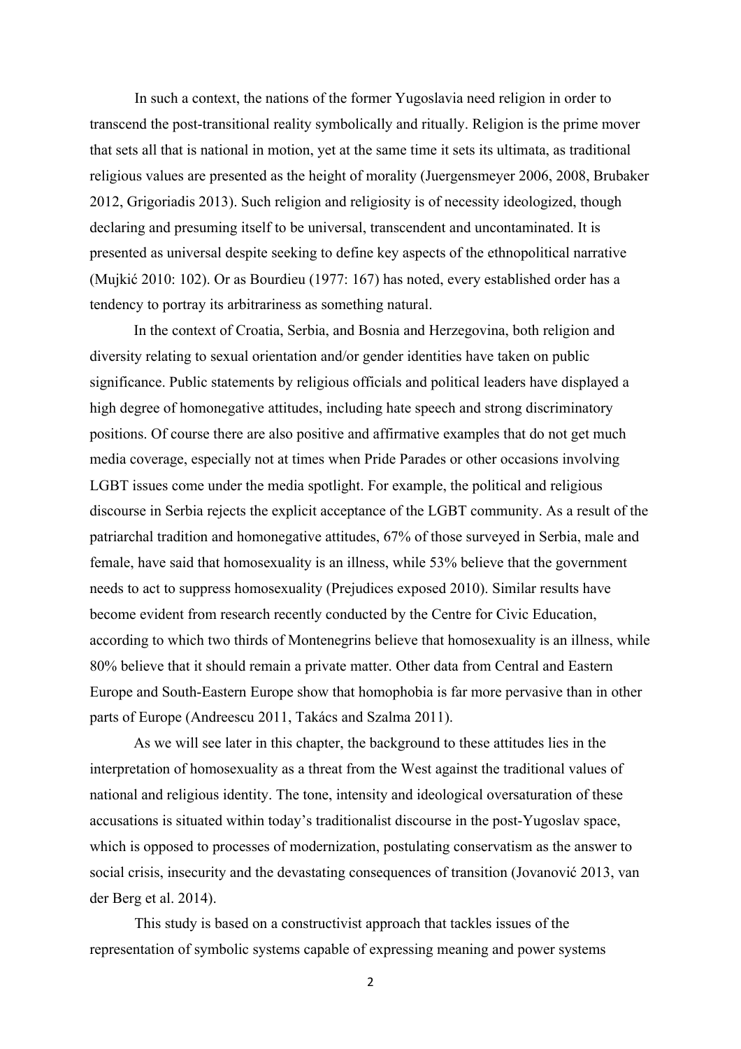In such a context, the nations of the former Yugoslavia need religion in order to transcend the post-transitional reality symbolically and ritually. Religion is the prime mover that sets all that is national in motion, yet at the same time it sets its ultimata, as traditional religious values are presented as the height of morality (Juergensmeyer 2006, 2008, Brubaker 2012, Grigoriadis 2013). Such religion and religiosity is of necessity ideologized, though declaring and presuming itself to be universal, transcendent and uncontaminated. It is presented as universal despite seeking to define key aspects of the ethnopolitical narrative (Mujkić 2010: 102). Or as Bourdieu (1977: 167) has noted, every established order has a tendency to portray its arbitrariness as something natural.

In the context of Croatia, Serbia, and Bosnia and Herzegovina, both religion and diversity relating to sexual orientation and/or gender identities have taken on public significance. Public statements by religious officials and political leaders have displayed a high degree of homonegative attitudes, including hate speech and strong discriminatory positions. Of course there are also positive and affirmative examples that do not get much media coverage, especially not at times when Pride Parades or other occasions involving LGBT issues come under the media spotlight. For example, the political and religious discourse in Serbia rejects the explicit acceptance of the LGBT community. As a result of the patriarchal tradition and homonegative attitudes, 67% of those surveyed in Serbia, male and female, have said that homosexuality is an illness, while 53% believe that the government needs to act to suppress homosexuality (Prejudices exposed 2010). Similar results have become evident from research recently conducted by the Centre for Civic Education, according to which two thirds of Montenegrins believe that homosexuality is an illness, while 80% believe that it should remain a private matter. Other data from Central and Eastern Europe and South-Eastern Europe show that homophobia is far more pervasive than in other parts of Europe (Andreescu 2011, Takács and Szalma 2011).

As we will see later in this chapter, the background to these attitudes lies in the interpretation of homosexuality as a threat from the West against the traditional values of national and religious identity. The tone, intensity and ideological oversaturation of these accusations is situated within today's traditionalist discourse in the post-Yugoslav space, which is opposed to processes of modernization, postulating conservatism as the answer to social crisis, insecurity and the devastating consequences of transition (Jovanović 2013, van der Berg et al. 2014).

This study is based on a constructivist approach that tackles issues of the representation of symbolic systems capable of expressing meaning and power systems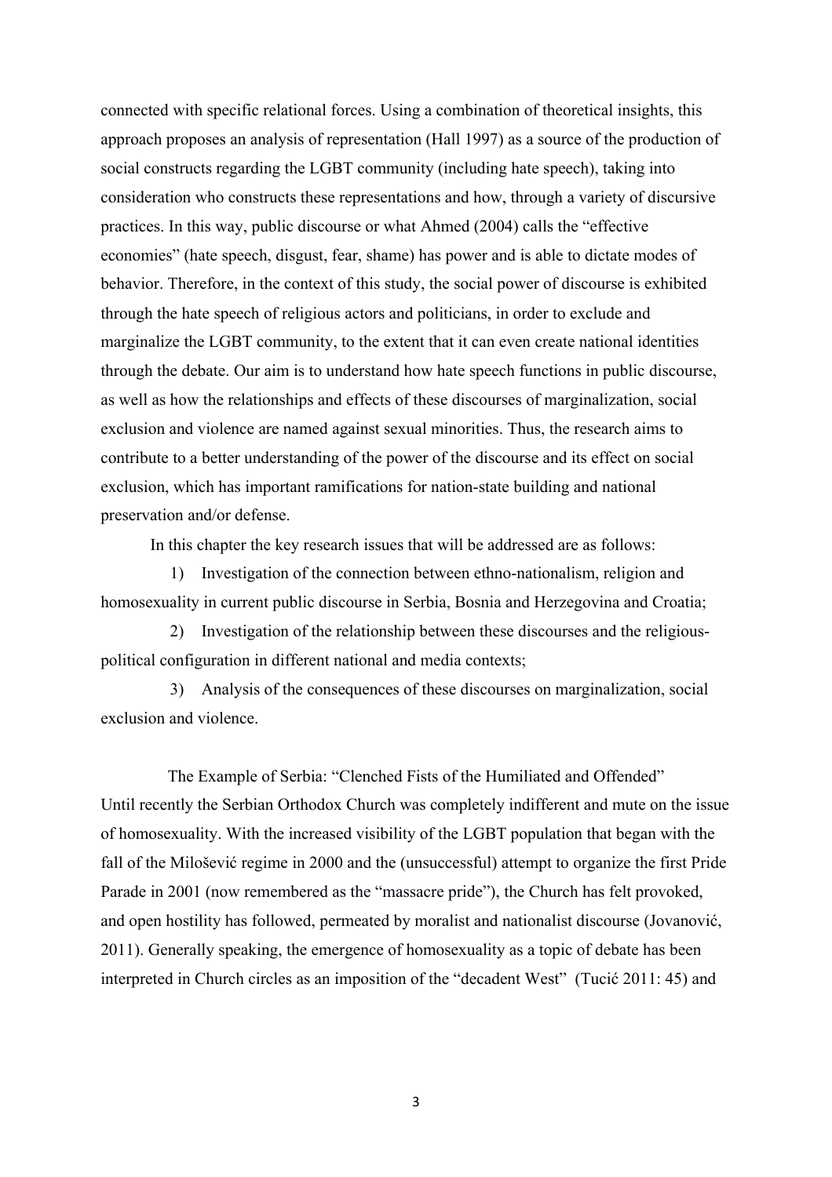connected with specific relational forces. Using a combination of theoretical insights, this approach proposes an analysis of representation (Hall 1997) as a source of the production of social constructs regarding the LGBT community (including hate speech), taking into consideration who constructs these representations and how, through a variety of discursive practices. In this way, public discourse or what Ahmed (2004) calls the "effective economies" (hate speech, disgust, fear, shame) has power and is able to dictate modes of behavior. Therefore, in the context of this study, the social power of discourse is exhibited through the hate speech of religious actors and politicians, in order to exclude and marginalize the LGBT community, to the extent that it can even create national identities through the debate. Our aim is to understand how hate speech functions in public discourse, as well as how the relationships and effects of these discourses of marginalization, social exclusion and violence are named against sexual minorities. Thus, the research aims to contribute to a better understanding of the power of the discourse and its effect on social exclusion, which has important ramifications for nation-state building and national preservation and/or defense.

In this chapter the key research issues that will be addressed are as follows:

1) Investigation of the connection between ethno-nationalism, religion and homosexuality in current public discourse in Serbia, Bosnia and Herzegovina and Croatia;

2) Investigation of the relationship between these discourses and the religious-political configuration in different national and media contexts;

3) Analysis of the consequences of these discourses on marginalization, social exclusion and violence.

## The Example of Serbia: "Clenched Fists of the Humiliated and Offended"

Until recently the Serbian Orthodox Church was completely indifferent and mute on the issue of homosexuality. With the increased visibility of the LGBT population that began with the fall of the Milošević regime in 2000 and the (unsuccessful) attempt to organize the first Pride Parade in 2001 (now remembered as the "massacre pride"), the Church has felt provoked, and open hostility has followed, permeated by moralist and nationalist discourse (Jovanović, 2011). Generally speaking, the emergence of homosexuality as a topic of debate has been interpreted in Church circles as an imposition of the "decadent West" (Tucić 2011: 45) and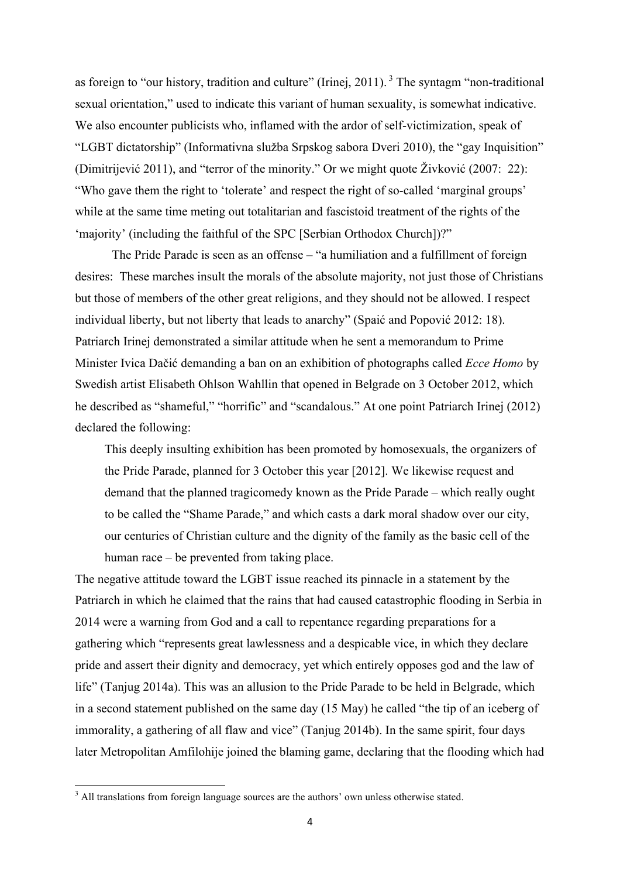as foreign to "our history, tradition and culture" (Irinej, 2011).[3] The syntagm "non-traditional sexual orientation," used to indicate this variant of human sexuality, is somewhat indicative. We also encounter publicists who, inflamed with the ardor of self-victimization, speak of "LGBT dictatorship" (Informativna služba Srpskog sabora Dveri 2010), the "gay Inquisition" (Dimitrijević 2011), and "terror of the minority." Or we might quote Živković (2007: 22): "Who gave them the right to 'tolerate' and respect the right of so-called 'marginal groups' while at the same time meting out totalitarian and fascistoid treatment of the rights of the 'majority' (including the faithful of the SPC [Serbian Orthodox Church])?"

The Pride Parade is seen as an offense – "a humiliation and a fulfillment of foreign desires: These marches insult the morals of the absolute majority, not just those of Christians but those of members of the other great religions, and they should not be allowed. I respect individual liberty, but not liberty that leads to anarchy" (Spaić and Popović 2012: 18). Patriarch Irinej demonstrated a similar attitude when he sent a memorandum to Prime Minister Ivica Dačić demanding a ban on an exhibition of photographs called *Ecce Homo* by Swedish artist Elisabeth Ohlson Wahllin that opened in Belgrade on 3 October 2012, which he described as "shameful," "horrific" and "scandalous." At one point Patriarch Irinej (2012) declared the following:

> This deeply insulting exhibition has been promoted by homosexuals, the organizers of the Pride Parade, planned for 3 October this year [2012]. We likewise request and demand that the planned tragicomedy known as the Pride Parade – which really ought to be called the "Shame Parade," and which casts a dark moral shadow over our city, our centuries of Christian culture and the dignity of the family as the basic cell of the human race – be prevented from taking place.

The negative attitude toward the LGBT issue reached its pinnacle in a statement by the Patriarch in which he claimed that the rains that had caused catastrophic flooding in Serbia in 2014 were a warning from God and a call to repentance regarding preparations for a gathering which "represents great lawlessness and a despicable vice, in which they declare pride and assert their dignity and democracy, yet which entirely opposes god and the law of life" (Tanjug 2014a). This was an allusion to the Pride Parade to be held in Belgrade, which in a second statement published on the same day (15 May) he called "the tip of an iceberg of immorality, a gathering of all flaw and vice" (Tanjug 2014b). In the same spirit, four days later Metropolitan Amfilohije joined the blaming game, declaring that the flooding which had

---

[3] All translations from foreign language sources are the authors' own unless otherwise stated.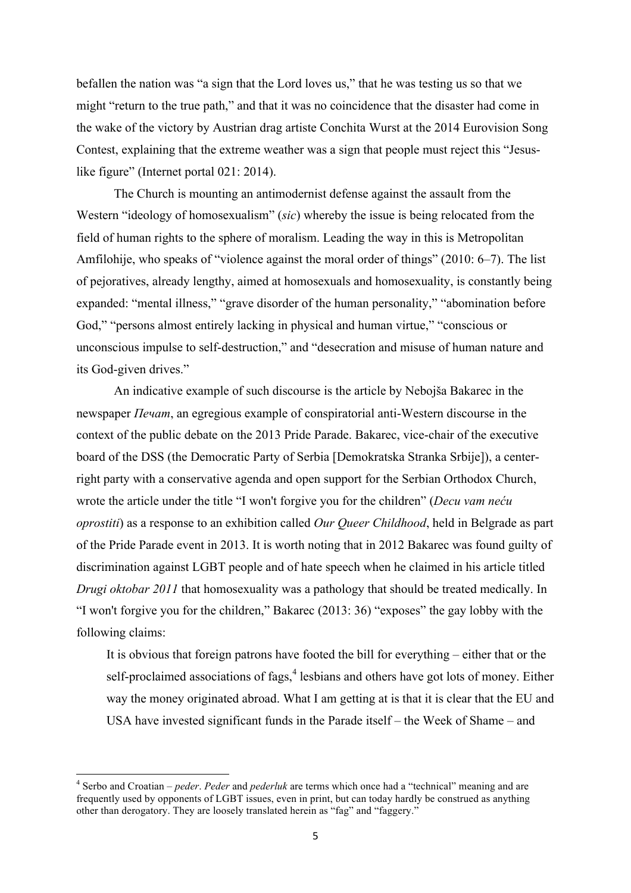befallen the nation was "a sign that the Lord loves us," that he was testing us so that we might "return to the true path," and that it was no coincidence that the disaster had come in the wake of the victory by Austrian drag artiste Conchita Wurst at the 2014 Eurovision Song Contest, explaining that the extreme weather was a sign that people must reject this "Jesus-like figure" (Internet portal 021: 2014).

The Church is mounting an antimodernist defense against the assault from the Western "ideology of homosexualism" (*sic*) whereby the issue is being relocated from the field of human rights to the sphere of moralism. Leading the way in this is Metropolitan Amfilohije, who speaks of "violence against the moral order of things" (2010: 6–7). The list of pejoratives, already lengthy, aimed at homosexuals and homosexuality, is constantly being expanded: "mental illness," "grave disorder of the human personality," "abomination before God," "persons almost entirely lacking in physical and human virtue," "conscious or unconscious impulse to self-destruction," and "desecration and misuse of human nature and its God-given drives."

An indicative example of such discourse is the article by Nebojša Bakarec in the newspaper *Печат*, an egregious example of conspiratorial anti-Western discourse in the context of the public debate on the 2013 Pride Parade. Bakarec, vice-chair of the executive board of the DSS (the Democratic Party of Serbia [Demokratska Stranka Srbije]), a center-right party with a conservative agenda and open support for the Serbian Orthodox Church, wrote the article under the title "I won't forgive you for the children" (*Decu vam neću oprostiti*) as a response to an exhibition called *Our Queer Childhood*, held in Belgrade as part of the Pride Parade event in 2013. It is worth noting that in 2012 Bakarec was found guilty of discrimination against LGBT people and of hate speech when he claimed in his article titled *Drugi oktobar 2011* that homosexuality was a pathology that should be treated medically. In "I won't forgive you for the children," Bakarec (2013: 36) "exposes" the gay lobby with the following claims:

> It is obvious that foreign patrons have footed the bill for everything – either that or the self-proclaimed associations of fags,[4] lesbians and others have got lots of money. Either way the money originated abroad. What I am getting at is that it is clear that the EU and USA have invested significant funds in the Parade itself – the Week of Shame – and

[4] Serbo and Croatian – *peder*. *Peder* and *pederluk* are terms which once had a "technical" meaning and are frequently used by opponents of LGBT issues, even in print, but can today hardly be construed as anything other than derogatory. They are loosely translated herein as "fag" and "faggery."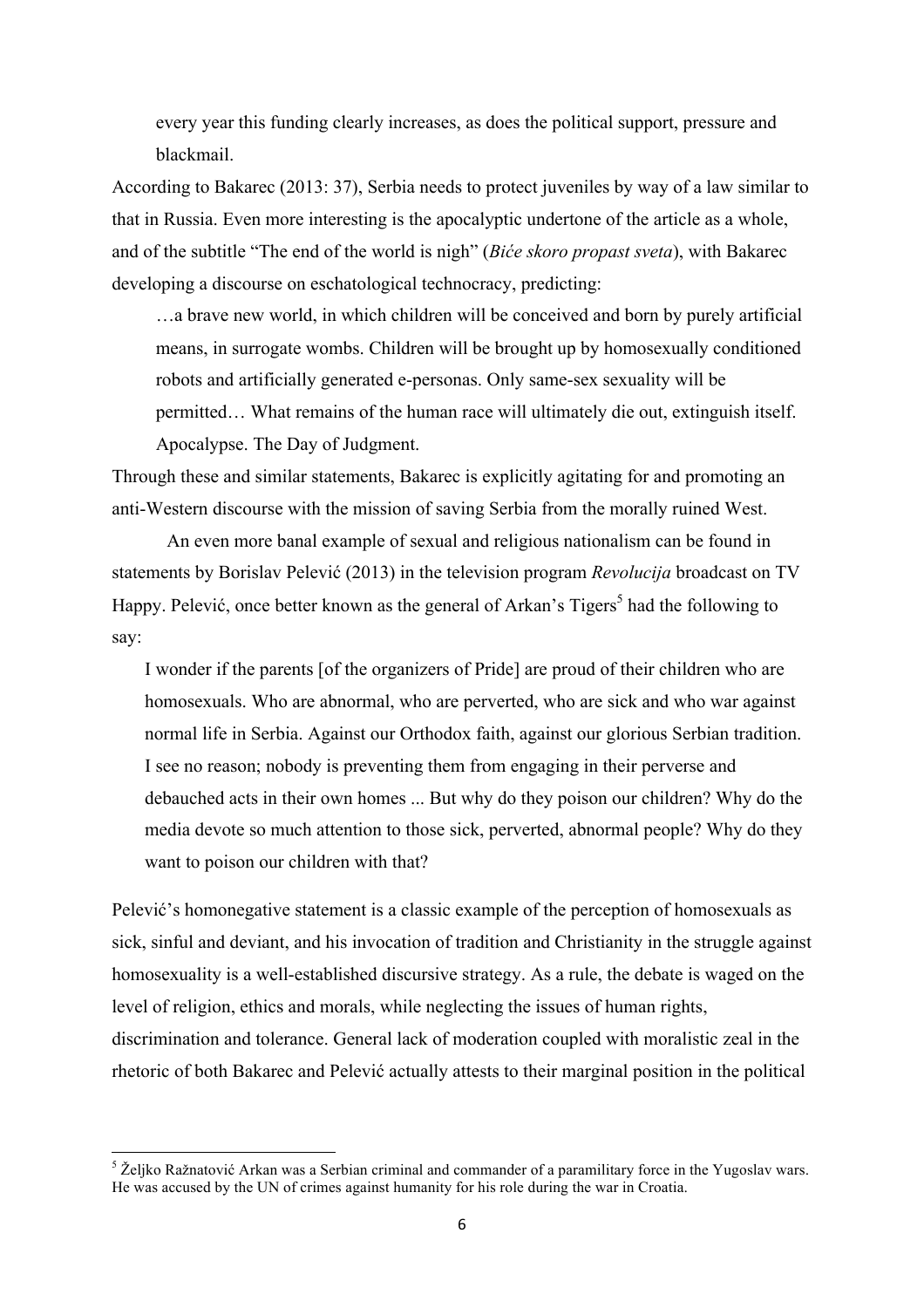> every year this funding clearly increases, as does the political support, pressure and blackmail.

According to Bakarec (2013: 37), Serbia needs to protect juveniles by way of a law similar to that in Russia. Even more interesting is the apocalyptic undertone of the article as a whole, and of the subtitle "The end of the world is nigh" (*Biće skoro propast sveta*), with Bakarec developing a discourse on eschatological technocracy, predicting:

> …a brave new world, in which children will be conceived and born by purely artificial means, in surrogate wombs. Children will be brought up by homosexually conditioned robots and artificially generated e-personas. Only same-sex sexuality will be permitted… What remains of the human race will ultimately die out, extinguish itself. Apocalypse. The Day of Judgment.

Through these and similar statements, Bakarec is explicitly agitating for and promoting an anti-Western discourse with the mission of saving Serbia from the morally ruined West.

An even more banal example of sexual and religious nationalism can be found in statements by Borislav Pelević (2013) in the television program *Revolucija* broadcast on TV Happy. Pelević, once better known as the general of Arkan's Tigers[5] had the following to say:

> I wonder if the parents [of the organizers of Pride] are proud of their children who are homosexuals. Who are abnormal, who are perverted, who are sick and who war against normal life in Serbia. Against our Orthodox faith, against our glorious Serbian tradition. I see no reason; nobody is preventing them from engaging in their perverse and debauched acts in their own homes ... But why do they poison our children? Why do the media devote so much attention to those sick, perverted, abnormal people? Why do they want to poison our children with that?

Pelević's homonegative statement is a classic example of the perception of homosexuals as sick, sinful and deviant, and his invocation of tradition and Christianity in the struggle against homosexuality is a well-established discursive strategy. As a rule, the debate is waged on the level of religion, ethics and morals, while neglecting the issues of human rights, discrimination and tolerance. General lack of moderation coupled with moralistic zeal in the rhetoric of both Bakarec and Pelević actually attests to their marginal position in the political

---

[5] Željko Ražnatović Arkan was a Serbian criminal and commander of a paramilitary force in the Yugoslav wars. He was accused by the UN of crimes against humanity for his role during the war in Croatia.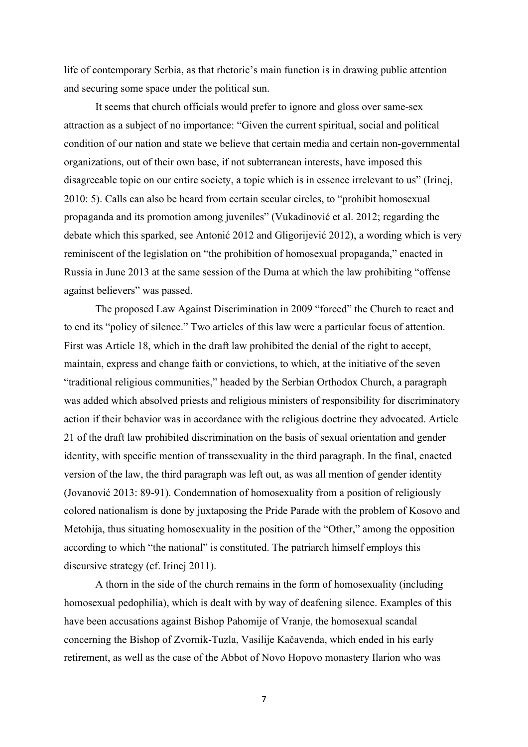life of contemporary Serbia, as that rhetoric's main function is in drawing public attention and securing some space under the political sun.

It seems that church officials would prefer to ignore and gloss over same-sex attraction as a subject of no importance: "Given the current spiritual, social and political condition of our nation and state we believe that certain media and certain non-governmental organizations, out of their own base, if not subterranean interests, have imposed this disagreeable topic on our entire society, a topic which is in essence irrelevant to us" (Irinej, 2010: 5). Calls can also be heard from certain secular circles, to "prohibit homosexual propaganda and its promotion among juveniles" (Vukadinović et al. 2012; regarding the debate which this sparked, see Antonić 2012 and Gligorijević 2012), a wording which is very reminiscent of the legislation on "the prohibition of homosexual propaganda," enacted in Russia in June 2013 at the same session of the Duma at which the law prohibiting "offense against believers" was passed.

The proposed Law Against Discrimination in 2009 "forced" the Church to react and to end its "policy of silence." Two articles of this law were a particular focus of attention. First was Article 18, which in the draft law prohibited the denial of the right to accept, maintain, express and change faith or convictions, to which, at the initiative of the seven "traditional religious communities," headed by the Serbian Orthodox Church, a paragraph was added which absolved priests and religious ministers of responsibility for discriminatory action if their behavior was in accordance with the religious doctrine they advocated. Article 21 of the draft law prohibited discrimination on the basis of sexual orientation and gender identity, with specific mention of transsexuality in the third paragraph. In the final, enacted version of the law, the third paragraph was left out, as was all mention of gender identity (Jovanović 2013: 89-91). Condemnation of homosexuality from a position of religiously colored nationalism is done by juxtaposing the Pride Parade with the problem of Kosovo and Metohija, thus situating homosexuality in the position of the "Other," among the opposition according to which "the national" is constituted. The patriarch himself employs this discursive strategy (cf. Irinej 2011).

A thorn in the side of the church remains in the form of homosexuality (including homosexual pedophilia), which is dealt with by way of deafening silence. Examples of this have been accusations against Bishop Pahomije of Vranje, the homosexual scandal concerning the Bishop of Zvornik-Tuzla, Vasilije Kačavenda, which ended in his early retirement, as well as the case of the Abbot of Novo Hopovo monastery Ilarion who was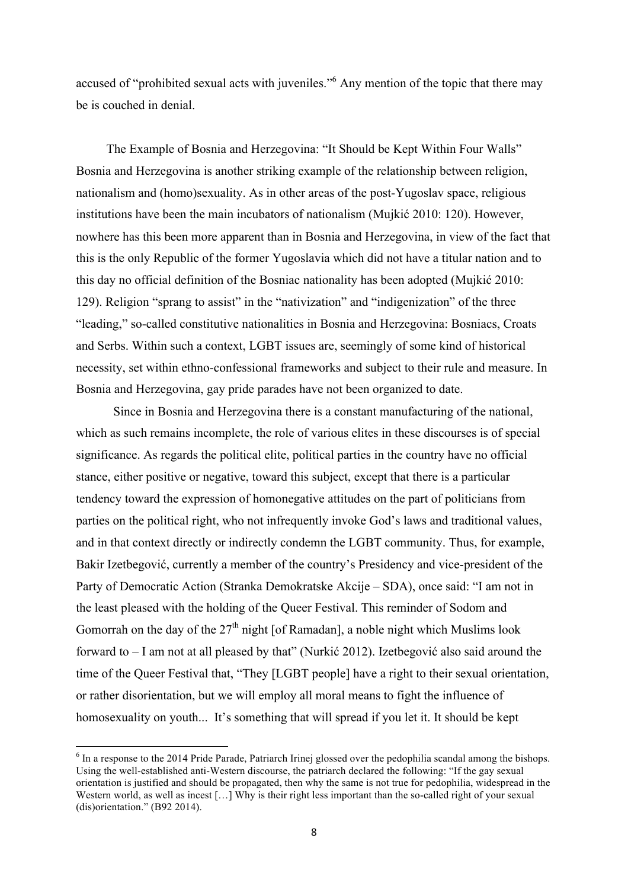accused of "prohibited sexual acts with juveniles."[6] Any mention of the topic that there may be is couched in denial.

## The Example of Bosnia and Herzegovina: "It Should be Kept Within Four Walls"

Bosnia and Herzegovina is another striking example of the relationship between religion, nationalism and (homo)sexuality. As in other areas of the post-Yugoslav space, religious institutions have been the main incubators of nationalism (Mujkić 2010: 120). However, nowhere has this been more apparent than in Bosnia and Herzegovina, in view of the fact that this is the only Republic of the former Yugoslavia which did not have a titular nation and to this day no official definition of the Bosniac nationality has been adopted (Mujkić 2010: 129). Religion "sprang to assist" in the "nativization" and "indigenization" of the three "leading," so-called constitutive nationalities in Bosnia and Herzegovina: Bosniacs, Croats and Serbs. Within such a context, LGBT issues are, seemingly of some kind of historical necessity, set within ethno-confessional frameworks and subject to their rule and measure. In Bosnia and Herzegovina, gay pride parades have not been organized to date.

Since in Bosnia and Herzegovina there is a constant manufacturing of the national, which as such remains incomplete, the role of various elites in these discourses is of special significance. As regards the political elite, political parties in the country have no official stance, either positive or negative, toward this subject, except that there is a particular tendency toward the expression of homonegative attitudes on the part of politicians from parties on the political right, who not infrequently invoke God's laws and traditional values, and in that context directly or indirectly condemn the LGBT community. Thus, for example, Bakir Izetbegović, currently a member of the country's Presidency and vice-president of the Party of Democratic Action (Stranka Demokratske Akcije – SDA), once said: "I am not in the least pleased with the holding of the Queer Festival. This reminder of Sodom and Gomorrah on the day of the 27th night [of Ramadan], a noble night which Muslims look forward to – I am not at all pleased by that" (Nurkić 2012). Izetbegović also said around the time of the Queer Festival that, "They [LGBT people] have a right to their sexual orientation, or rather disorientation, but we will employ all moral means to fight the influence of homosexuality on youth... It's something that will spread if you let it. It should be kept

---

[6] In a response to the 2014 Pride Parade, Patriarch Irinej glossed over the pedophilia scandal among the bishops. Using the well-established anti-Western discourse, the patriarch declared the following: "If the gay sexual orientation is justified and should be propagated, then why the same is not true for pedophilia, widespread in the Western world, as well as incest […] Why is their right less important than the so-called right of your sexual (dis)orientation." (B92 2014).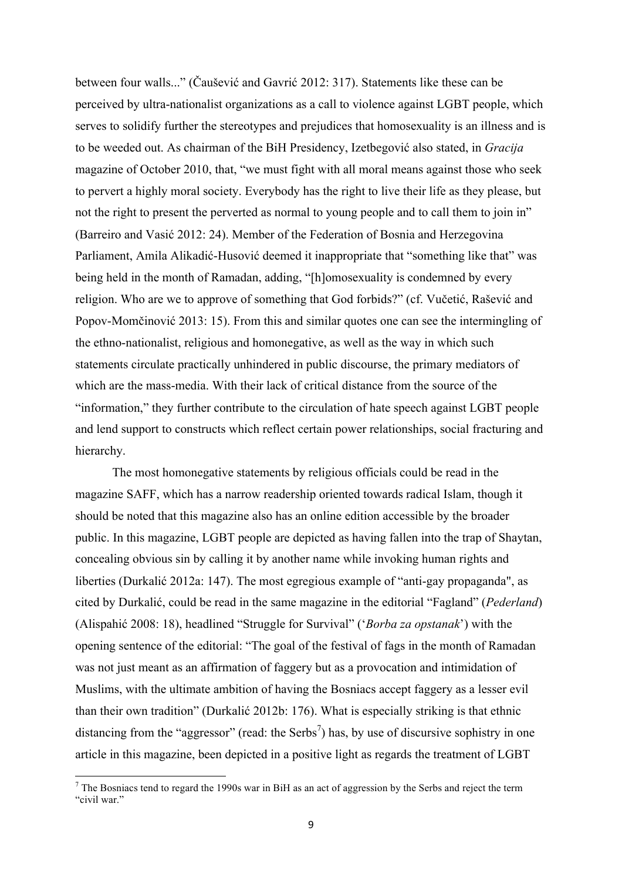between four walls..." (Čaušević and Gavrić 2012: 317). Statements like these can be perceived by ultra-nationalist organizations as a call to violence against LGBT people, which serves to solidify further the stereotypes and prejudices that homosexuality is an illness and is to be weeded out. As chairman of the BiH Presidency, Izetbegović also stated, in *Gracija* magazine of October 2010, that, "we must fight with all moral means against those who seek to pervert a highly moral society. Everybody has the right to live their life as they please, but not the right to present the perverted as normal to young people and to call them to join in" (Barreiro and Vasić 2012: 24). Member of the Federation of Bosnia and Herzegovina Parliament, Amila Alikadić-Husović deemed it inappropriate that "something like that" was being held in the month of Ramadan, adding, "[h]omosexuality is condemned by every religion. Who are we to approve of something that God forbids?" (cf. Vučetić, Rašević and Popov-Momčinović 2013: 15). From this and similar quotes one can see the intermingling of the ethno-nationalist, religious and homonegative, as well as the way in which such statements circulate practically unhindered in public discourse, the primary mediators of which are the mass-media. With their lack of critical distance from the source of the "information," they further contribute to the circulation of hate speech against LGBT people and lend support to constructs which reflect certain power relationships, social fracturing and hierarchy.

The most homonegative statements by religious officials could be read in the magazine SAFF, which has a narrow readership oriented towards radical Islam, though it should be noted that this magazine also has an online edition accessible by the broader public. In this magazine, LGBT people are depicted as having fallen into the trap of Shaytan, concealing obvious sin by calling it by another name while invoking human rights and liberties (Durkalić 2012a: 147). The most egregious example of "anti-gay propaganda", as cited by Durkalić, could be read in the same magazine in the editorial "Fagland" (*Pederland*) (Alispahić 2008: 18), headlined "Struggle for Survival" ('*Borba za opstanak*') with the opening sentence of the editorial: "The goal of the festival of fags in the month of Ramadan was not just meant as an affirmation of faggery but as a provocation and intimidation of Muslims, with the ultimate ambition of having the Bosniacs accept faggery as a lesser evil than their own tradition" (Durkalić 2012b: 176). What is especially striking is that ethnic distancing from the "aggressor" (read: the Serbs[7]) has, by use of discursive sophistry in one article in this magazine, been depicted in a positive light as regards the treatment of LGBT

[7] The Bosniacs tend to regard the 1990s war in BiH as an act of aggression by the Serbs and reject the term "civil war."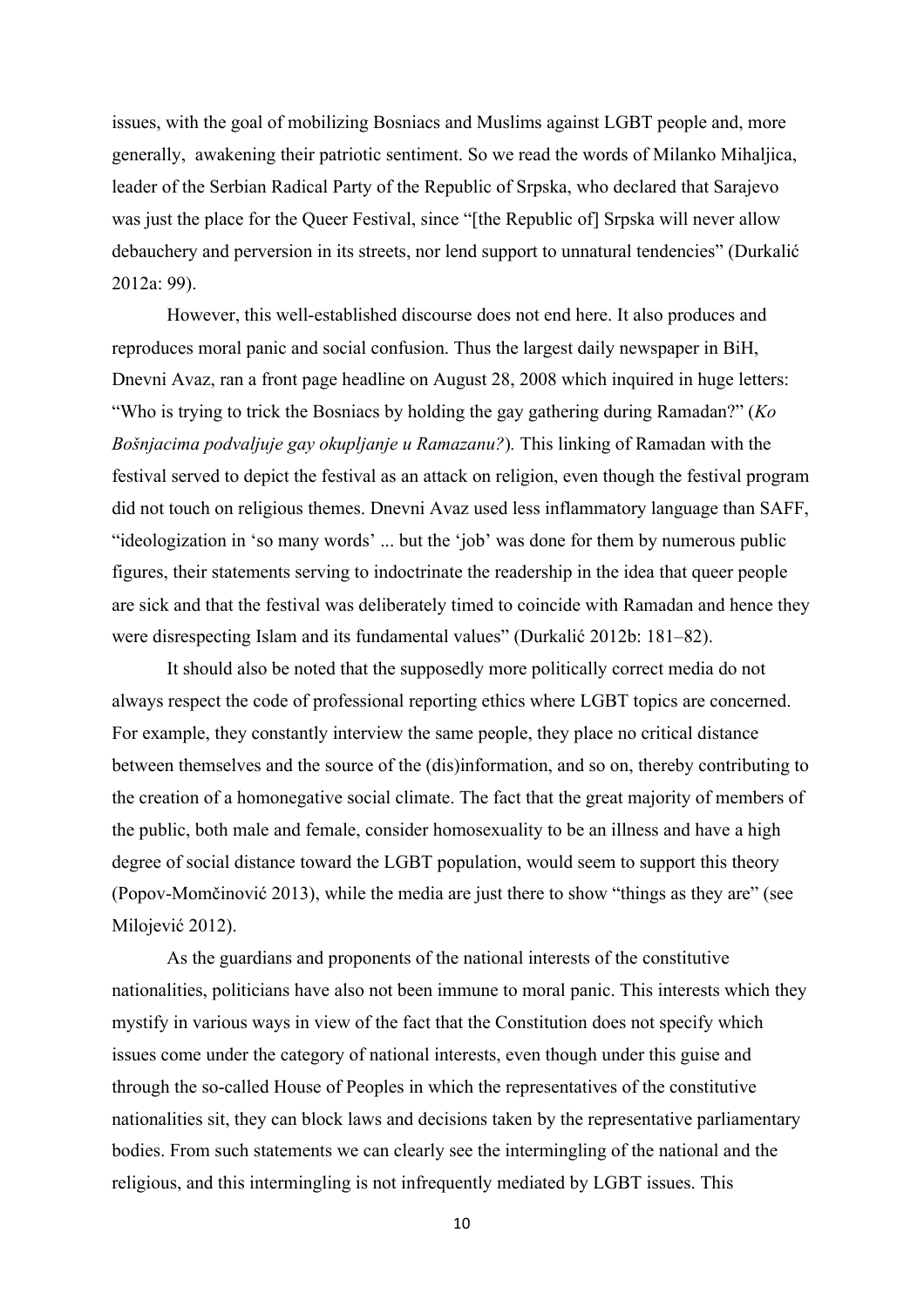issues, with the goal of mobilizing Bosniacs and Muslims against LGBT people and, more generally, awakening their patriotic sentiment. So we read the words of Milanko Mihaljica, leader of the Serbian Radical Party of the Republic of Srpska, who declared that Sarajevo was just the place for the Queer Festival, since "[the Republic of] Srpska will never allow debauchery and perversion in its streets, nor lend support to unnatural tendencies" (Durkalić 2012a: 99).

However, this well-established discourse does not end here. It also produces and reproduces moral panic and social confusion. Thus the largest daily newspaper in BiH, Dnevni Avaz, ran a front page headline on August 28, 2008 which inquired in huge letters: "Who is trying to trick the Bosniacs by holding the gay gathering during Ramadan?" (*Ko Bošnjacima podvaljuje gay okupljanje u Ramazanu?*). This linking of Ramadan with the festival served to depict the festival as an attack on religion, even though the festival program did not touch on religious themes. Dnevni Avaz used less inflammatory language than SAFF, "ideologization in 'so many words' ... but the 'job' was done for them by numerous public figures, their statements serving to indoctrinate the readership in the idea that queer people are sick and that the festival was deliberately timed to coincide with Ramadan and hence they were disrespecting Islam and its fundamental values" (Durkalić 2012b: 181–82).

It should also be noted that the supposedly more politically correct media do not always respect the code of professional reporting ethics where LGBT topics are concerned. For example, they constantly interview the same people, they place no critical distance between themselves and the source of the (dis)information, and so on, thereby contributing to the creation of a homonegative social climate. The fact that the great majority of members of the public, both male and female, consider homosexuality to be an illness and have a high degree of social distance toward the LGBT population, would seem to support this theory (Popov-Momčinović 2013), while the media are just there to show "things as they are" (see Milojević 2012).

As the guardians and proponents of the national interests of the constitutive nationalities, politicians have also not been immune to moral panic. This interests which they mystify in various ways in view of the fact that the Constitution does not specify which issues come under the category of national interests, even though under this guise and through the so-called House of Peoples in which the representatives of the constitutive nationalities sit, they can block laws and decisions taken by the representative parliamentary bodies. From such statements we can clearly see the intermingling of the national and the religious, and this intermingling is not infrequently mediated by LGBT issues. This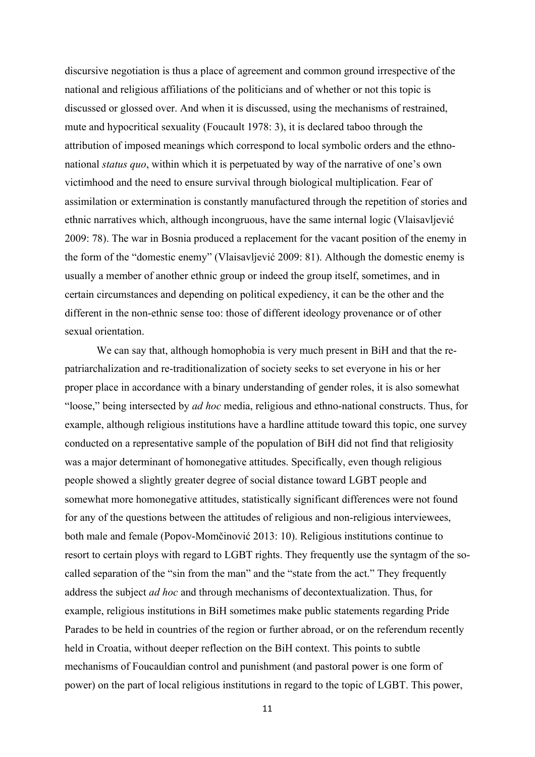discursive negotiation is thus a place of agreement and common ground irrespective of the national and religious affiliations of the politicians and of whether or not this topic is discussed or glossed over. And when it is discussed, using the mechanisms of restrained, mute and hypocritical sexuality (Foucault 1978: 3), it is declared taboo through the attribution of imposed meanings which correspond to local symbolic orders and the ethno-national *status quo*, within which it is perpetuated by way of the narrative of one's own victimhood and the need to ensure survival through biological multiplication. Fear of assimilation or extermination is constantly manufactured through the repetition of stories and ethnic narratives which, although incongruous, have the same internal logic (Vlaisavljević 2009: 78). The war in Bosnia produced a replacement for the vacant position of the enemy in the form of the "domestic enemy" (Vlaisavljević 2009: 81). Although the domestic enemy is usually a member of another ethnic group or indeed the group itself, sometimes, and in certain circumstances and depending on political expediency, it can be the other and the different in the non-ethnic sense too: those of different ideology provenance or of other sexual orientation.

We can say that, although homophobia is very much present in BiH and that the re-patriarchalization and re-traditionalization of society seeks to set everyone in his or her proper place in accordance with a binary understanding of gender roles, it is also somewhat "loose," being intersected by *ad hoc* media, religious and ethno-national constructs. Thus, for example, although religious institutions have a hardline attitude toward this topic, one survey conducted on a representative sample of the population of BiH did not find that religiosity was a major determinant of homonegative attitudes. Specifically, even though religious people showed a slightly greater degree of social distance toward LGBT people and somewhat more homonegative attitudes, statistically significant differences were not found for any of the questions between the attitudes of religious and non-religious interviewees, both male and female (Popov-Momčinović 2013: 10). Religious institutions continue to resort to certain ploys with regard to LGBT rights. They frequently use the syntagm of the so-called separation of the "sin from the man" and the "state from the act." They frequently address the subject *ad hoc* and through mechanisms of decontextualization. Thus, for example, religious institutions in BiH sometimes make public statements regarding Pride Parades to be held in countries of the region or further abroad, or on the referendum recently held in Croatia, without deeper reflection on the BiH context. This points to subtle mechanisms of Foucauldian control and punishment (and pastoral power is one form of power) on the part of local religious institutions in regard to the topic of LGBT. This power,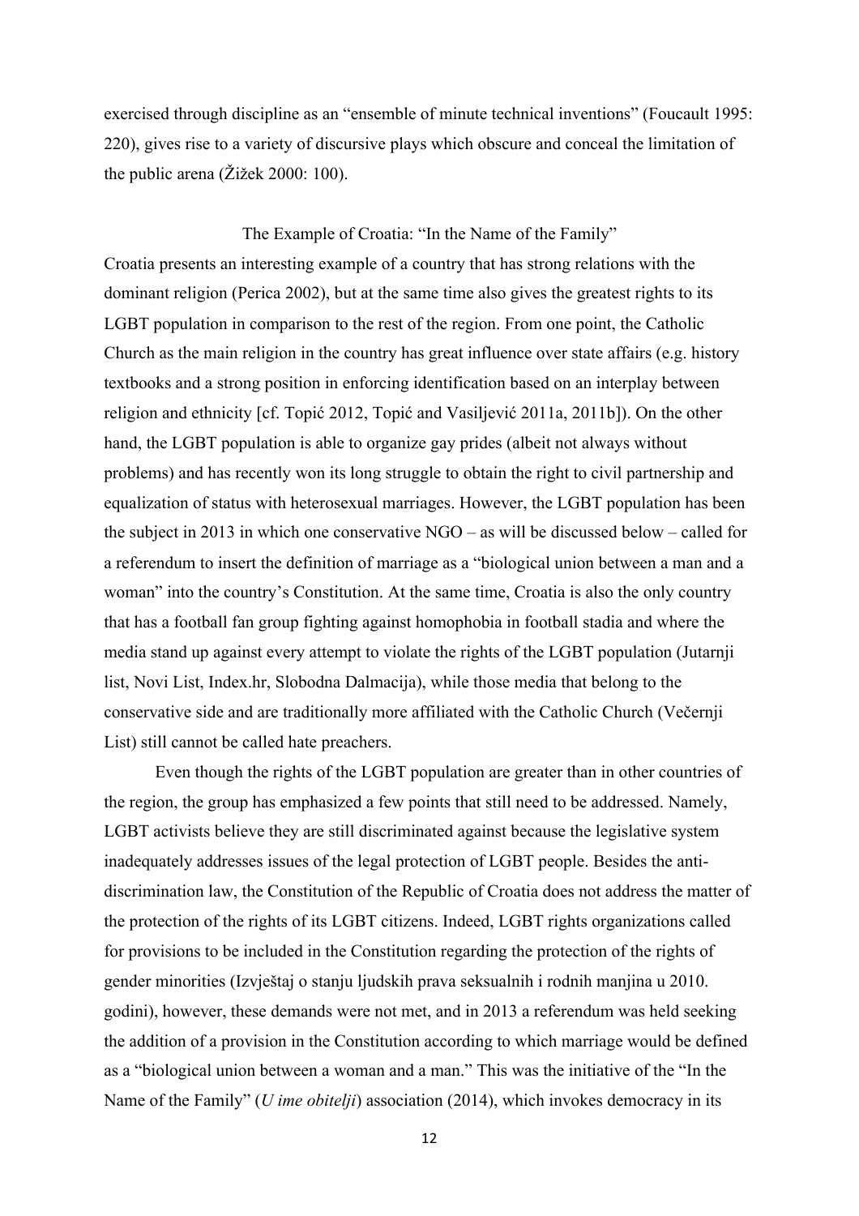exercised through discipline as an "ensemble of minute technical inventions" (Foucault 1995: 220), gives rise to a variety of discursive plays which obscure and conceal the limitation of the public arena (Žižek 2000: 100).

## The Example of Croatia: "In the Name of the Family"

Croatia presents an interesting example of a country that has strong relations with the dominant religion (Perica 2002), but at the same time also gives the greatest rights to its LGBT population in comparison to the rest of the region. From one point, the Catholic Church as the main religion in the country has great influence over state affairs (e.g. history textbooks and a strong position in enforcing identification based on an interplay between religion and ethnicity [cf. Topić 2012, Topić and Vasiljević 2011a, 2011b]). On the other hand, the LGBT population is able to organize gay prides (albeit not always without problems) and has recently won its long struggle to obtain the right to civil partnership and equalization of status with heterosexual marriages. However, the LGBT population has been the subject in 2013 in which one conservative NGO – as will be discussed below – called for a referendum to insert the definition of marriage as a "biological union between a man and a woman" into the country's Constitution. At the same time, Croatia is also the only country that has a football fan group fighting against homophobia in football stadia and where the media stand up against every attempt to violate the rights of the LGBT population (Jutarnji list, Novi List, Index.hr, Slobodna Dalmacija), while those media that belong to the conservative side and are traditionally more affiliated with the Catholic Church (Večernji List) still cannot be called hate preachers.

Even though the rights of the LGBT population are greater than in other countries of the region, the group has emphasized a few points that still need to be addressed. Namely, LGBT activists believe they are still discriminated against because the legislative system inadequately addresses issues of the legal protection of LGBT people. Besides the anti-discrimination law, the Constitution of the Republic of Croatia does not address the matter of the protection of the rights of its LGBT citizens. Indeed, LGBT rights organizations called for provisions to be included in the Constitution regarding the protection of the rights of gender minorities (Izvještaj o stanju ljudskih prava seksualnih i rodnih manjina u 2010. godini), however, these demands were not met, and in 2013 a referendum was held seeking the addition of a provision in the Constitution according to which marriage would be defined as a "biological union between a woman and a man." This was the initiative of the "In the Name of the Family" (*U ime obitelji*) association (2014), which invokes democracy in its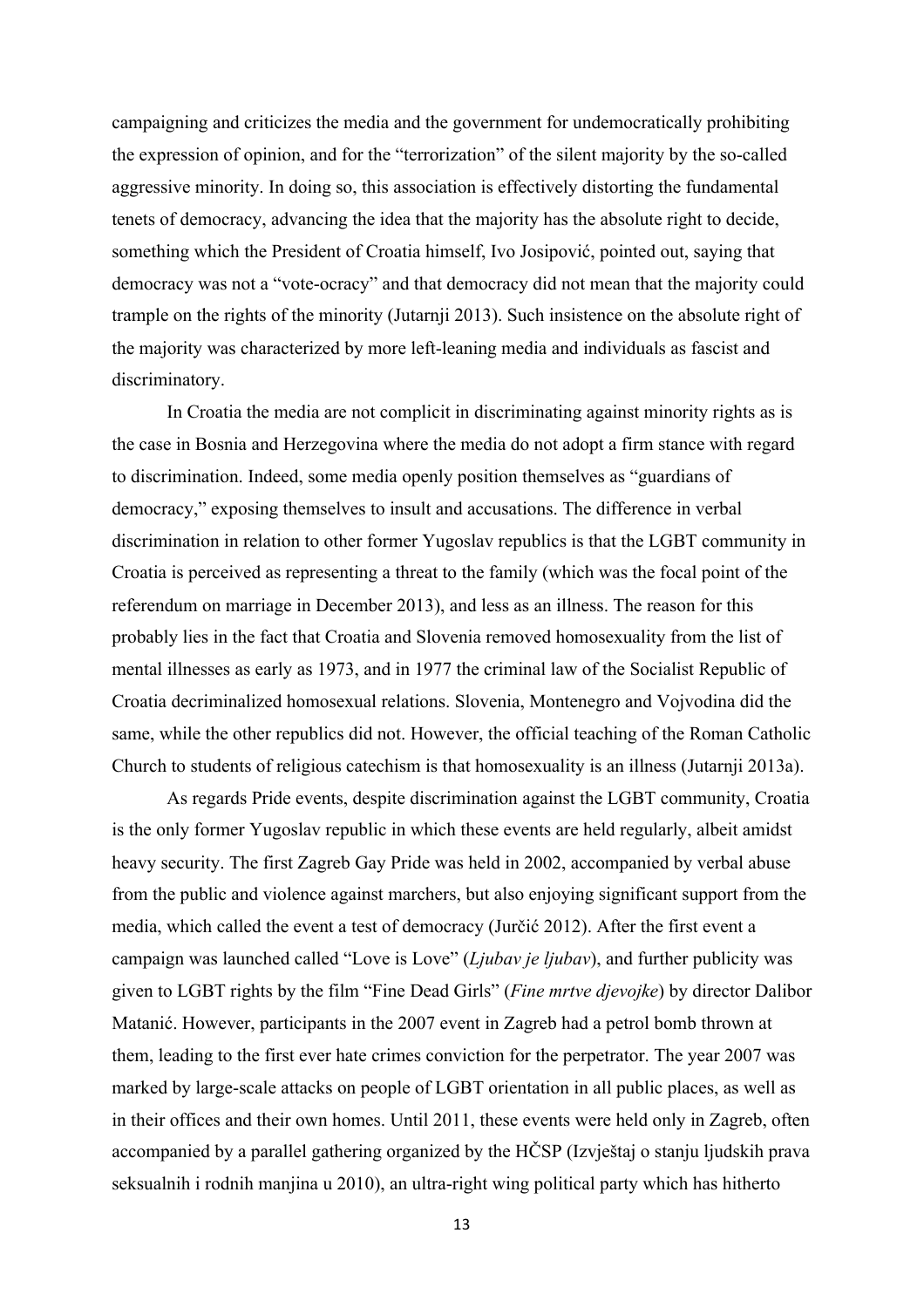campaigning and criticizes the media and the government for undemocratically prohibiting the expression of opinion, and for the "terrorization" of the silent majority by the so-called aggressive minority. In doing so, this association is effectively distorting the fundamental tenets of democracy, advancing the idea that the majority has the absolute right to decide, something which the President of Croatia himself, Ivo Josipović, pointed out, saying that democracy was not a "vote-ocracy" and that democracy did not mean that the majority could trample on the rights of the minority (Jutarnji 2013). Such insistence on the absolute right of the majority was characterized by more left-leaning media and individuals as fascist and discriminatory.

In Croatia the media are not complicit in discriminating against minority rights as is the case in Bosnia and Herzegovina where the media do not adopt a firm stance with regard to discrimination. Indeed, some media openly position themselves as "guardians of democracy," exposing themselves to insult and accusations. The difference in verbal discrimination in relation to other former Yugoslav republics is that the LGBT community in Croatia is perceived as representing a threat to the family (which was the focal point of the referendum on marriage in December 2013), and less as an illness. The reason for this probably lies in the fact that Croatia and Slovenia removed homosexuality from the list of mental illnesses as early as 1973, and in 1977 the criminal law of the Socialist Republic of Croatia decriminalized homosexual relations. Slovenia, Montenegro and Vojvodina did the same, while the other republics did not. However, the official teaching of the Roman Catholic Church to students of religious catechism is that homosexuality is an illness (Jutarnji 2013a).

As regards Pride events, despite discrimination against the LGBT community, Croatia is the only former Yugoslav republic in which these events are held regularly, albeit amidst heavy security. The first Zagreb Gay Pride was held in 2002, accompanied by verbal abuse from the public and violence against marchers, but also enjoying significant support from the media, which called the event a test of democracy (Jurčić 2012). After the first event a campaign was launched called "Love is Love" (*Ljubav je ljubav*), and further publicity was given to LGBT rights by the film "Fine Dead Girls" (*Fine mrtve djevojke*) by director Dalibor Matanić. However, participants in the 2007 event in Zagreb had a petrol bomb thrown at them, leading to the first ever hate crimes conviction for the perpetrator. The year 2007 was marked by large-scale attacks on people of LGBT orientation in all public places, as well as in their offices and their own homes. Until 2011, these events were held only in Zagreb, often accompanied by a parallel gathering organized by the HČSP (Izvještaj o stanju ljudskih prava seksualnih i rodnih manjina u 2010), an ultra-right wing political party which has hitherto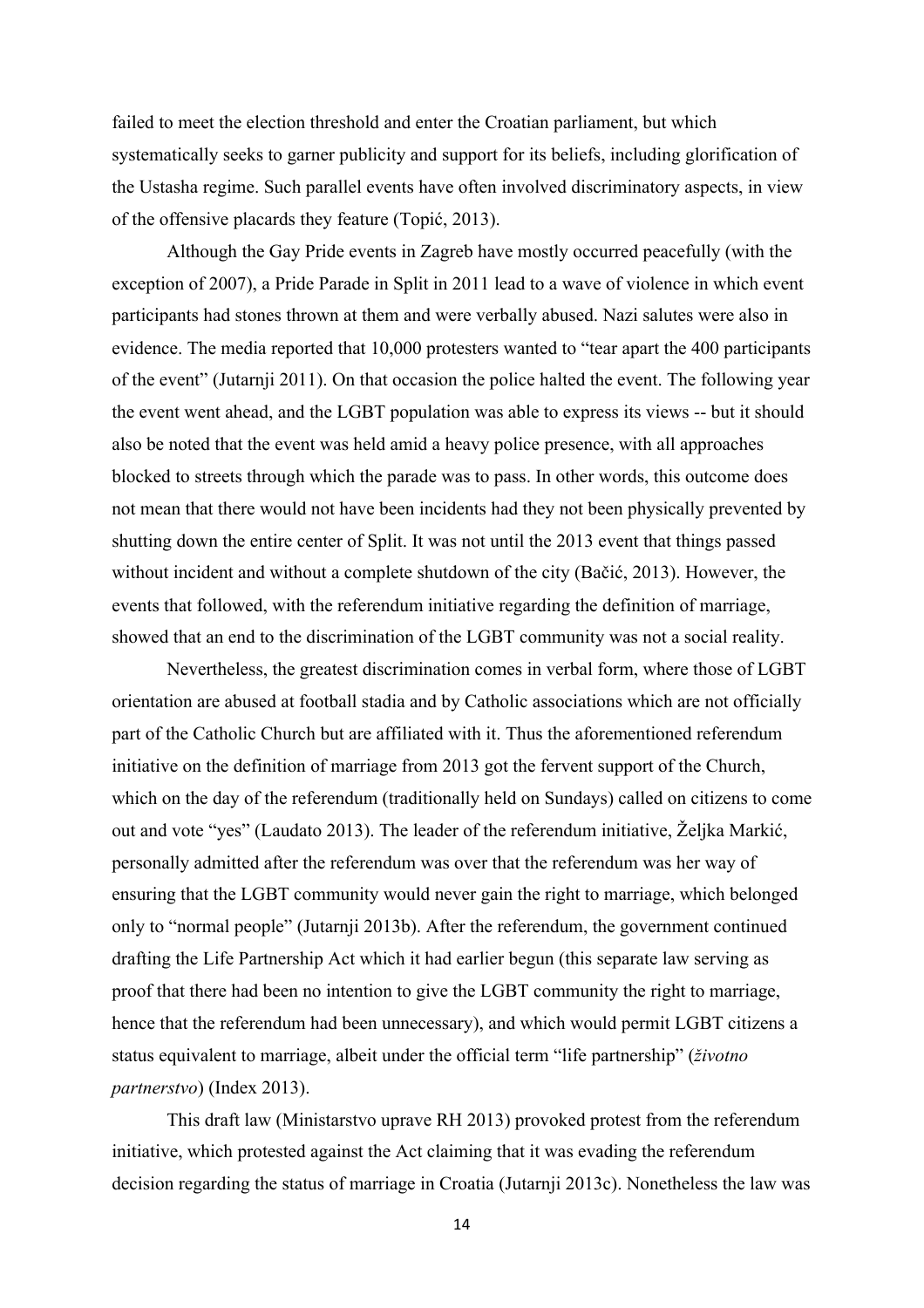failed to meet the election threshold and enter the Croatian parliament, but which systematically seeks to garner publicity and support for its beliefs, including glorification of the Ustasha regime. Such parallel events have often involved discriminatory aspects, in view of the offensive placards they feature (Topić, 2013).

Although the Gay Pride events in Zagreb have mostly occurred peacefully (with the exception of 2007), a Pride Parade in Split in 2011 lead to a wave of violence in which event participants had stones thrown at them and were verbally abused. Nazi salutes were also in evidence. The media reported that 10,000 protesters wanted to "tear apart the 400 participants of the event" (Jutarnji 2011). On that occasion the police halted the event. The following year the event went ahead, and the LGBT population was able to express its views -- but it should also be noted that the event was held amid a heavy police presence, with all approaches blocked to streets through which the parade was to pass. In other words, this outcome does not mean that there would not have been incidents had they not been physically prevented by shutting down the entire center of Split. It was not until the 2013 event that things passed without incident and without a complete shutdown of the city (Bačić, 2013). However, the events that followed, with the referendum initiative regarding the definition of marriage, showed that an end to the discrimination of the LGBT community was not a social reality.

Nevertheless, the greatest discrimination comes in verbal form, where those of LGBT orientation are abused at football stadia and by Catholic associations which are not officially part of the Catholic Church but are affiliated with it. Thus the aforementioned referendum initiative on the definition of marriage from 2013 got the fervent support of the Church, which on the day of the referendum (traditionally held on Sundays) called on citizens to come out and vote "yes" (Laudato 2013). The leader of the referendum initiative, Željka Markić, personally admitted after the referendum was over that the referendum was her way of ensuring that the LGBT community would never gain the right to marriage, which belonged only to "normal people" (Jutarnji 2013b). After the referendum, the government continued drafting the Life Partnership Act which it had earlier begun (this separate law serving as proof that there had been no intention to give the LGBT community the right to marriage, hence that the referendum had been unnecessary), and which would permit LGBT citizens a status equivalent to marriage, albeit under the official term "life partnership" (*životno partnerstvo*) (Index 2013).

This draft law (Ministarstvo uprave RH 2013) provoked protest from the referendum initiative, which protested against the Act claiming that it was evading the referendum decision regarding the status of marriage in Croatia (Jutarnji 2013c). Nonetheless the law was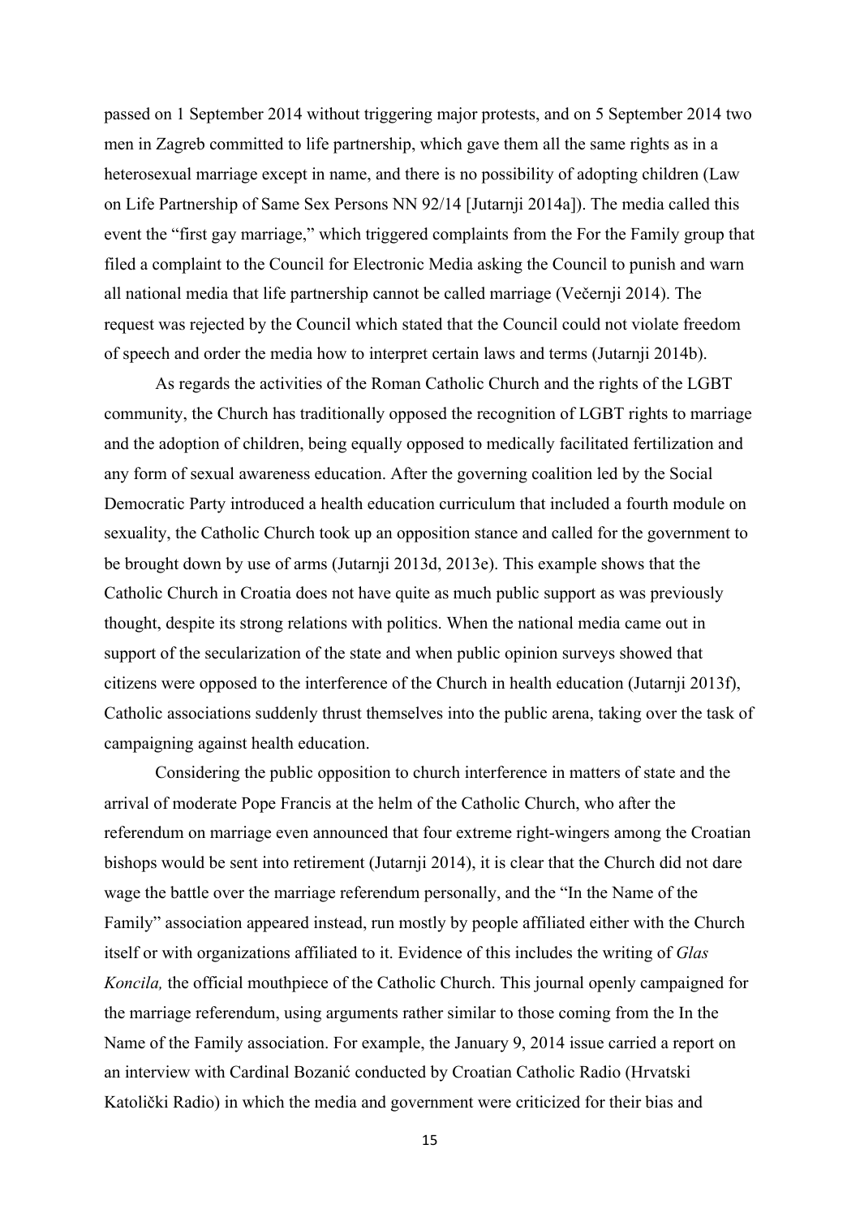passed on 1 September 2014 without triggering major protests, and on 5 September 2014 two men in Zagreb committed to life partnership, which gave them all the same rights as in a heterosexual marriage except in name, and there is no possibility of adopting children (Law on Life Partnership of Same Sex Persons NN 92/14 [Jutarnji 2014a]). The media called this event the "first gay marriage," which triggered complaints from the For the Family group that filed a complaint to the Council for Electronic Media asking the Council to punish and warn all national media that life partnership cannot be called marriage (Večernji 2014). The request was rejected by the Council which stated that the Council could not violate freedom of speech and order the media how to interpret certain laws and terms (Jutarnji 2014b).

As regards the activities of the Roman Catholic Church and the rights of the LGBT community, the Church has traditionally opposed the recognition of LGBT rights to marriage and the adoption of children, being equally opposed to medically facilitated fertilization and any form of sexual awareness education. After the governing coalition led by the Social Democratic Party introduced a health education curriculum that included a fourth module on sexuality, the Catholic Church took up an opposition stance and called for the government to be brought down by use of arms (Jutarnji 2013d, 2013e). This example shows that the Catholic Church in Croatia does not have quite as much public support as was previously thought, despite its strong relations with politics. When the national media came out in support of the secularization of the state and when public opinion surveys showed that citizens were opposed to the interference of the Church in health education (Jutarnji 2013f), Catholic associations suddenly thrust themselves into the public arena, taking over the task of campaigning against health education.

Considering the public opposition to church interference in matters of state and the arrival of moderate Pope Francis at the helm of the Catholic Church, who after the referendum on marriage even announced that four extreme right-wingers among the Croatian bishops would be sent into retirement (Jutarnji 2014), it is clear that the Church did not dare wage the battle over the marriage referendum personally, and the "In the Name of the Family" association appeared instead, run mostly by people affiliated either with the Church itself or with organizations affiliated to it. Evidence of this includes the writing of *Glas Koncila,* the official mouthpiece of the Catholic Church. This journal openly campaigned for the marriage referendum, using arguments rather similar to those coming from the In the Name of the Family association. For example, the January 9, 2014 issue carried a report on an interview with Cardinal Bozanić conducted by Croatian Catholic Radio (Hrvatski Katolički Radio) in which the media and government were criticized for their bias and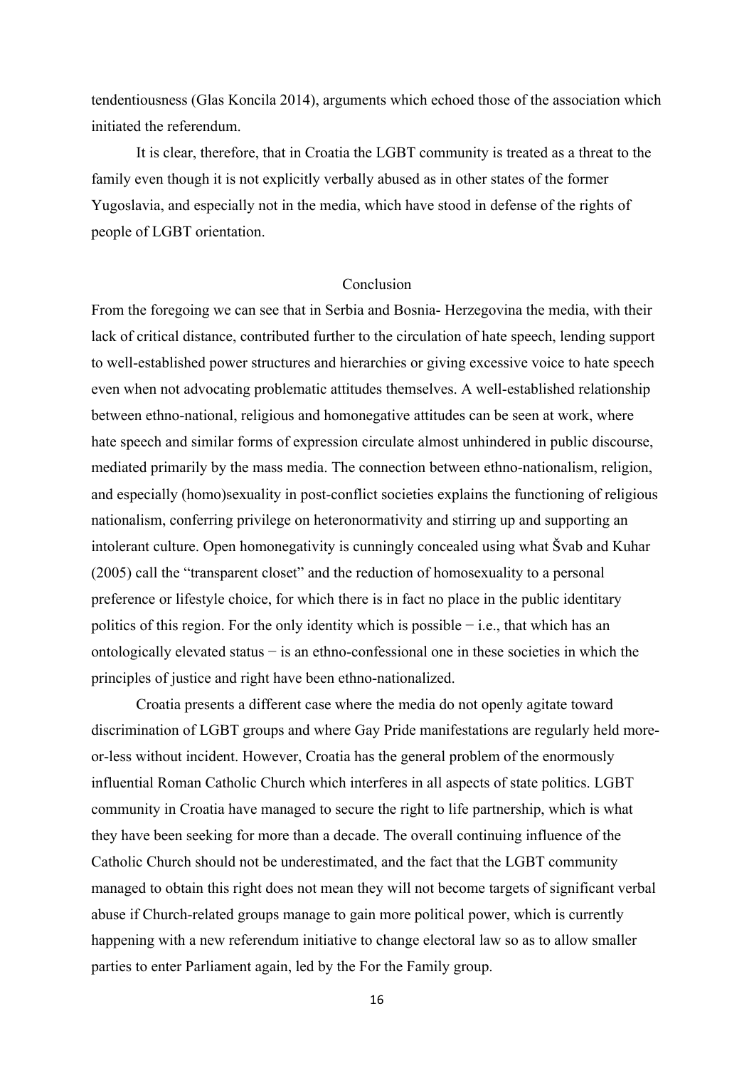tendentiousness (Glas Koncila 2014), arguments which echoed those of the association which initiated the referendum.

It is clear, therefore, that in Croatia the LGBT community is treated as a threat to the family even though it is not explicitly verbally abused as in other states of the former Yugoslavia, and especially not in the media, which have stood in defense of the rights of people of LGBT orientation.

## Conclusion

From the foregoing we can see that in Serbia and Bosnia- Herzegovina the media, with their lack of critical distance, contributed further to the circulation of hate speech, lending support to well-established power structures and hierarchies or giving excessive voice to hate speech even when not advocating problematic attitudes themselves. A well-established relationship between ethno-national, religious and homonegative attitudes can be seen at work, where hate speech and similar forms of expression circulate almost unhindered in public discourse, mediated primarily by the mass media. The connection between ethno-nationalism, religion, and especially (homo)sexuality in post-conflict societies explains the functioning of religious nationalism, conferring privilege on heteronormativity and stirring up and supporting an intolerant culture. Open homonegativity is cunningly concealed using what Švab and Kuhar (2005) call the "transparent closet" and the reduction of homosexuality to a personal preference or lifestyle choice, for which there is in fact no place in the public identitary politics of this region. For the only identity which is possible − i.e., that which has an ontologically elevated status − is an ethno-confessional one in these societies in which the principles of justice and right have been ethno-nationalized.

Croatia presents a different case where the media do not openly agitate toward discrimination of LGBT groups and where Gay Pride manifestations are regularly held more-or-less without incident. However, Croatia has the general problem of the enormously influential Roman Catholic Church which interferes in all aspects of state politics. LGBT community in Croatia have managed to secure the right to life partnership, which is what they have been seeking for more than a decade. The overall continuing influence of the Catholic Church should not be underestimated, and the fact that the LGBT community managed to obtain this right does not mean they will not become targets of significant verbal abuse if Church-related groups manage to gain more political power, which is currently happening with a new referendum initiative to change electoral law so as to allow smaller parties to enter Parliament again, led by the For the Family group.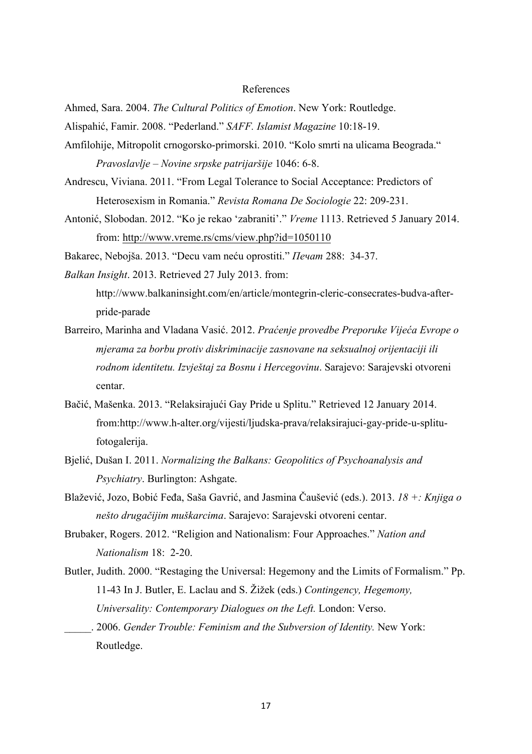# References

Ahmed, Sara. 2004. *The Cultural Politics of Emotion*. New York: Routledge.

Alispahić, Famir. 2008. "Pederland." *SAFF. Islamist Magazine* 10:18-19.

Amfilohije, Mitropolit crnogorsko-primorski. 2010. "Kolo smrti na ulicama Beograda." *Pravoslavlje – Novine srpske patrijaršije* 1046: 6-8.

Andrescu, Viviana. 2011. "From Legal Tolerance to Social Acceptance: Predictors of Heterosexism in Romania." *Revista Romana De Sociologie* 22: 209-231.

Antonić, Slobodan. 2012. "Ko je rekao 'zabraniti'." *Vreme* 1113. Retrieved 5 January 2014. from: http://www.vreme.rs/cms/view.php?id=1050110

Bakarec, Nebojša. 2013. "Decu vam neću oprostiti." *Печат* 288: 34-37.

*Balkan Insight*. 2013. Retrieved 27 July 2013. from: http://www.balkaninsight.com/en/article/montegrin-cleric-consecrates-budva-after-pride-parade

Barreiro, Marinha and Vladana Vasić. 2012. *Praćenje provedbe Preporuke Vijeća Evrope o mjerama za borbu protiv diskriminacije zasnovane na seksualnoj orijentaciji ili rodnom identitetu. Izvještaj za Bosnu i Hercegovinu*. Sarajevo: Sarajevski otvoreni centar.

Bačić, Mašenka. 2013. "Relaksirajući Gay Pride u Splitu." Retrieved 12 January 2014. from:http://www.h-alter.org/vijesti/ljudska-prava/relaksirajuci-gay-pride-u-splitu-fotogalerija.

Bjelić, Dušan I. 2011. *Normalizing the Balkans: Geopolitics of Psychoanalysis and Psychiatry*. Burlington: Ashgate.

Blažević, Jozo, Bobić Feđa, Saša Gavrić, and Jasmina Čaušević (eds.). 2013. *18 +: Knjiga o nešto drugačijim muškarcima*. Sarajevo: Sarajevski otvoreni centar.

Brubaker, Rogers. 2012. "Religion and Nationalism: Four Approaches." *Nation and Nationalism* 18: 2-20.

Butler, Judith. 2000. "Restaging the Universal: Hegemony and the Limits of Formalism." Pp. 11-43 In J. Butler, E. Laclau and S. Žižek (eds.) *Contingency, Hegemony, Universality: Contemporary Dialogues on the Left.* London: Verso.

_____. 2006. *Gender Trouble: Feminism and the Subversion of Identity.* New York: Routledge.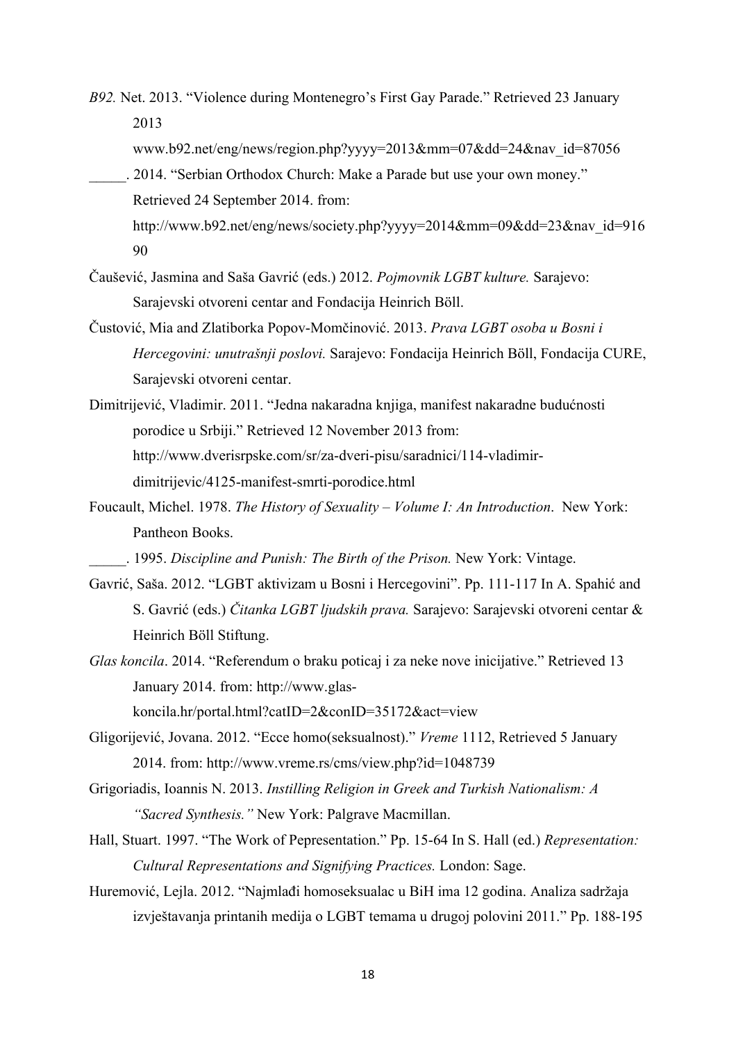*B92.* Net. 2013. “Violence during Montenegro’s First Gay Parade.” Retrieved 23 January 2013 www.b92.net/eng/news/region.php?yyyy=2013&mm=07&dd=24&nav_id=87056

_____. 2014. “Serbian Orthodox Church: Make a Parade but use your own money.” Retrieved 24 September 2014. from: http://www.b92.net/eng/news/society.php?yyyy=2014&mm=09&dd=23&nav_id=91690

Čaušević, Jasmina and Saša Gavrić (eds.) 2012. *Pojmovnik LGBT kulture.* Sarajevo: Sarajevski otvoreni centar and Fondacija Heinrich Böll.

Čustović, Mia and Zlatiborka Popov-Momčinović. 2013. *Prava LGBT osoba u Bosni i Hercegovini: unutrašnji poslovi.* Sarajevo: Fondacija Heinrich Böll, Fondacija CURE, Sarajevski otvoreni centar.

Dimitrijević, Vladimir. 2011. “Jedna nakaradna knjiga, manifest nakaradne budućnosti porodice u Srbiji.” Retrieved 12 November 2013 from: http://www.dverisrpske.com/sr/za-dveri-pisu/saradnici/114-vladimir-dimitrijevic/4125-manifest-smrti-porodice.html

Foucault, Michel. 1978. *The History of Sexuality – Volume I: An Introduction*. New York: Pantheon Books.

_____. 1995. *Discipline and Punish: The Birth of the Prison.* New York: Vintage.

Gavrić, Saša. 2012. “LGBT aktivizam u Bosni i Hercegovini”. Pp. 111-117 In A. Spahić and S. Gavrić (eds.) *Čitanka LGBT ljudskih prava.* Sarajevo: Sarajevski otvoreni centar & Heinrich Böll Stiftung.

*Glas koncila*. 2014. “Referendum o braku poticaj i za neke nove inicijative.” Retrieved 13 January 2014. from: http://www.glas-koncila.hr/portal.html?catID=2&conID=35172&act=view

Gligorijević, Jovana. 2012. “Ecce homo(seksualnost).” *Vreme* 1112, Retrieved 5 January 2014. from: http://www.vreme.rs/cms/view.php?id=1048739

Grigoriadis, Ioannis N. 2013. *Instilling Religion in Greek and Turkish Nationalism: A “Sacred Synthesis.”* New York: Palgrave Macmillan.

Hall, Stuart. 1997. “The Work of Pepresentation.” Pp. 15-64 In S. Hall (ed.) *Representation: Cultural Representations and Signifying Practices.* London: Sage.

Huremović, Lejla. 2012. “Najmlađi homoseksualac u BiH ima 12 godina. Analiza sadržaja izvještavanja printanih medija o LGBT temama u drugoj polovini 2011.” Pp. 188-195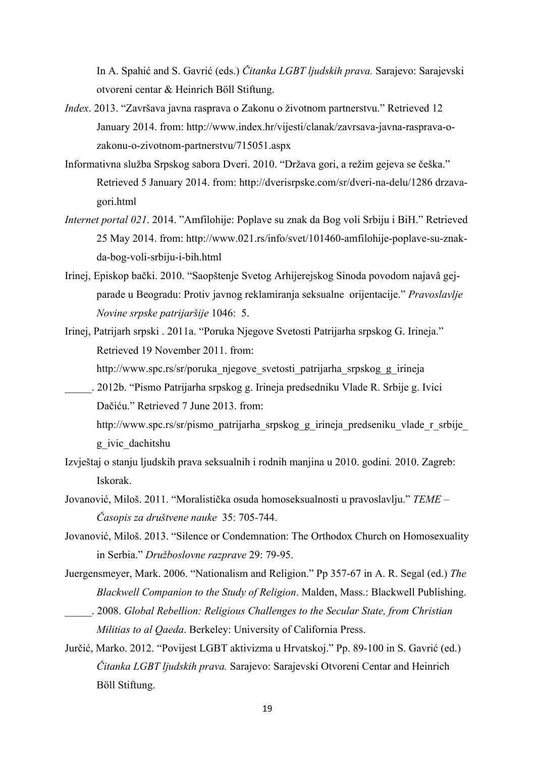In A. Spahić and S. Gavrić (eds.) *Čitanka LGBT ljudskih prava.* Sarajevo: Sarajevski otvoreni centar & Heinrich Böll Stiftung.

*Index*. 2013. "Završava javna rasprava o Zakonu o životnom partnerstvu." Retrieved 12 January 2014. from: http://www.index.hr/vijesti/clanak/zavrsava-javna-rasprava-o-zakonu-o-zivotnom-partnerstvu/715051.aspx

Informativna služba Srpskog sabora Dveri. 2010. "Država gori, a režim gejeva se češka." Retrieved 5 January 2014. from: http://dverisrpske.com/sr/dveri-na-delu/1286 drzava-gori.html

*Internet portal 021*. 2014. "Amfilohije: Poplave su znak da Bog voli Srbiju i BiH." Retrieved 25 May 2014. from: http://www.021.rs/info/svet/101460-amfilohije-poplave-su-znak-da-bog-voli-srbiju-i-bih.html

Irinej, Episkop bački. 2010. "Saopštenje Svetog Arhijerejskog Sinoda povodom najavâ gej-parade u Beogradu: Protiv javnog reklamiranja seksualne orijentacije." *Pravoslavlje Novine srpske patrijaršije* 1046: 5.

Irinej, Patrijarh srpski . 2011a. "Poruka Njegove Svetosti Patrijarha srpskog G. Irineja." Retrieved 19 November 2011. from: http://www.spc.rs/sr/poruka_njegove_svetosti_patrijarha_srpskog_g_irineja

_____. 2012b. "Pismo Patrijarha srpskog g. Irineja predsedniku Vlade R. Srbije g. Ivici Dačiću." Retrieved 7 June 2013. from: http://www.spc.rs/sr/pismo_patrijarha_srpskog_g_irineja_predseniku_vlade_r_srbije_g_ivic_dachitshu

Izvještaj o stanju ljudskih prava seksualnih i rodnih manjina u 2010. godini*.* 2010. Zagreb: Iskorak.

Jovanović, Miloš. 2011. "Moralistička osuda homoseksualnosti u pravoslavlju." *TEME – Časopis za društvene nauke* 35: 705-744.

Jovanović, Miloš. 2013. "Silence or Condemnation: The Orthodox Church on Homosexuality in Serbia." *Družboslovne razprave* 29: 79-95.

Juergensmeyer, Mark. 2006. "Nationalism and Religion." Pp 357-67 in A. R. Segal (ed.) *The Blackwell Companion to the Study of Religion*. Malden, Mass.: Blackwell Publishing.

_____. 2008. *Global Rebellion: Religious Challenges to the Secular State, from Christian Militias to al Qaeda*. Berkeley: University of California Press.

Jurčić, Marko. 2012. "Povijest LGBT aktivizma u Hrvatskoj." Pp. 89-100 in S. Gavrić (ed.) *Čitanka LGBT ljudskih prava.* Sarajevo: Sarajevski Otvoreni Centar and Heinrich Böll Stiftung.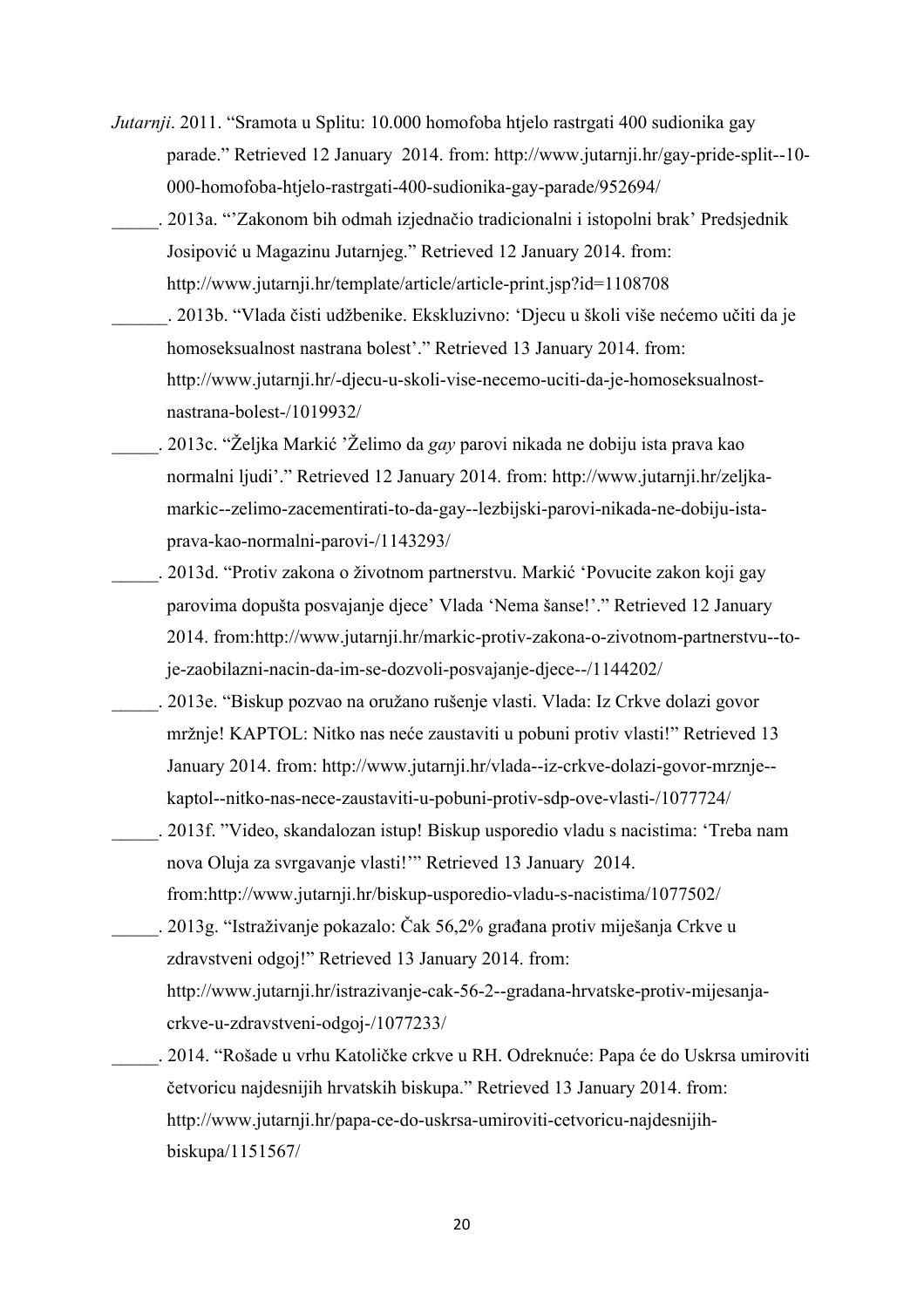*Jutarnji*. 2011. "Sramota u Splitu: 10.000 homofoba htjelo rastrgati 400 sudionika gay parade." Retrieved 12 January 2014. from: http://www.jutarnji.hr/gay-pride-split--10-000-homofoba-htjelo-rastrgati-400-sudionika-gay-parade/952694/

_____. 2013a. "'Zakonom bih odmah izjednačio tradicionalni i istopolni brak' Predsjednik Josipović u Magazinu Jutarnjeg." Retrieved 12 January 2014. from: http://www.jutarnji.hr/template/article/article-print.jsp?id=1108708

______. 2013b. "Vlada čisti udžbenike. Ekskluzivno: 'Djecu u školi više nećemo učiti da je homoseksualnost nastrana bolest'." Retrieved 13 January 2014. from: http://www.jutarnji.hr/-djecu-u-skoli-vise-necemo-uciti-da-je-homoseksualnost-nastrana-bolest-/1019932/

_____. 2013c. "Željka Markić 'Želimo da *gay* parovi nikada ne dobiju ista prava kao normalni ljudi'." Retrieved 12 January 2014. from: http://www.jutarnji.hr/zeljka-markic--zelimo-zacementirati-to-da-gay--lezbijski-parovi-nikada-ne-dobiju-ista-prava-kao-normalni-parovi-/1143293/

_____. 2013d. "Protiv zakona o životnom partnerstvu. Markić 'Povucite zakon koji gay parovima dopušta posvajanje djece' Vlada 'Nema šanse!'." Retrieved 12 January 2014. from:http://www.jutarnji.hr/markic-protiv-zakona-o-zivotnom-partnerstvu--to-je-zaobilazni-nacin-da-im-se-dozvoli-posvajanje-djece--/1144202/

_____. 2013e. "Biskup pozvao na oružano rušenje vlasti. Vlada: Iz Crkve dolazi govor mržnje! KAPTOL: Nitko nas neće zaustaviti u pobuni protiv vlasti!" Retrieved 13 January 2014. from: http://www.jutarnji.hr/vlada--iz-crkve-dolazi-govor-mrznje--kaptol--nitko-nas-nece-zaustaviti-u-pobuni-protiv-sdp-ove-vlasti-/1077724/

_____. 2013f. "Video, skandalozan istup! Biskup usporedio vladu s nacistima: 'Treba nam nova Oluja za svrgavanje vlasti!'" Retrieved 13 January 2014. from:http://www.jutarnji.hr/biskup-usporedio-vladu-s-nacistima/1077502/

_____. 2013g. "Istraživanje pokazalo: Čak 56,2% građana protiv miješanja Crkve u zdravstveni odgoj!" Retrieved 13 January 2014. from: http://www.jutarnji.hr/istrazivanje-cak-56-2--gradana-hrvatske-protiv-mijesanja-crkve-u-zdravstveni-odgoj-/1077233/

_____. 2014. "Rošade u vrhu Katoličke crkve u RH. Odreknuće: Papa će do Uskrsa umiroviti četvoricu najdesnijih hrvatskih biskupa." Retrieved 13 January 2014. from: http://www.jutarnji.hr/papa-ce-do-uskrsa-umiroviti-cetvoricu-najdesnijih-biskupa/1151567/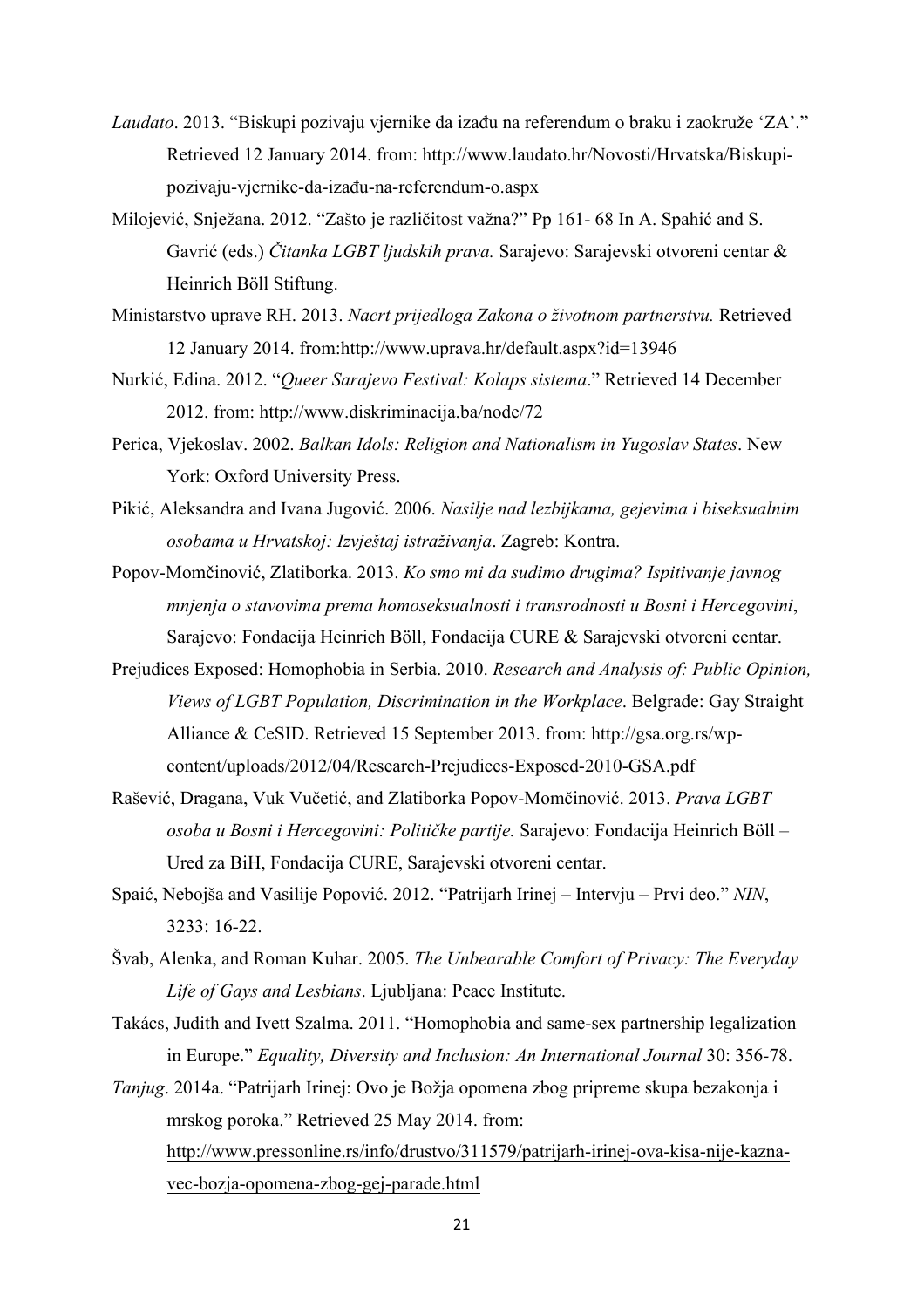*Laudato*. 2013. "Biskupi pozivaju vjernike da izađu na referendum o braku i zaokruže 'ZA'." Retrieved 12 January 2014. from: http://www.laudato.hr/Novosti/Hrvatska/Biskupi-pozivaju-vjernike-da-izađu-na-referendum-o.aspx

Milojević, Snježana. 2012. "Zašto je različitost važna?" Pp 161- 68 In A. Spahić and S. Gavrić (eds.) *Čitanka LGBT ljudskih prava.* Sarajevo: Sarajevski otvoreni centar & Heinrich Böll Stiftung.

Ministarstvo uprave RH. 2013. *Nacrt prijedloga Zakona o životnom partnerstvu.* Retrieved 12 January 2014. from:http://www.uprava.hr/default.aspx?id=13946

Nurkić, Edina. 2012. "*Queer Sarajevo Festival: Kolaps sistema*." Retrieved 14 December 2012. from: http://www.diskriminacija.ba/node/72

Perica, Vjekoslav. 2002. *Balkan Idols: Religion and Nationalism in Yugoslav States*. New York: Oxford University Press.

Pikić, Aleksandra and Ivana Jugović. 2006. *Nasilje nad lezbijkama, gejevima i biseksualnim osobama u Hrvatskoj: Izvještaj istraživanja*. Zagreb: Kontra.

Popov-Momčinović, Zlatiborka. 2013. *Ko smo mi da sudimo drugima? Ispitivanje javnog mnjenja o stavovima prema homoseksualnosti i transrodnosti u Bosni i Hercegovini*, Sarajevo: Fondacija Heinrich Böll, Fondacija CURE & Sarajevski otvoreni centar.

Prejudices Exposed: Homophobia in Serbia. 2010. *Research and Analysis of: Public Opinion, Views of LGBT Population, Discrimination in the Workplace*. Belgrade: Gay Straight Alliance & CeSID. Retrieved 15 September 2013. from: http://gsa.org.rs/wp-content/uploads/2012/04/Research-Prejudices-Exposed-2010-GSA.pdf

Rašević, Dragana, Vuk Vučetić, and Zlatiborka Popov-Momčinović. 2013. *Prava LGBT osoba u Bosni i Hercegovini: Političke partije.* Sarajevo: Fondacija Heinrich Böll – Ured za BiH, Fondacija CURE, Sarajevski otvoreni centar.

Spaić, Nebojša and Vasilije Popović. 2012. "Patrijarh Irinej – Intervju – Prvi deo." *NIN*, 3233: 16-22.

Švab, Alenka, and Roman Kuhar. 2005. *The Unbearable Comfort of Privacy: The Everyday Life of Gays and Lesbians*. Ljubljana: Peace Institute.

Takács, Judith and Ivett Szalma. 2011. "Homophobia and same-sex partnership legalization in Europe." *Equality, Diversity and Inclusion: An International Journal* 30: 356-78.

*Tanjug*. 2014a. "Patrijarh Irinej: Ovo je Božja opomena zbog pripreme skupa bezakonja i mrskog poroka." Retrieved 25 May 2014. from: http://www.pressonline.rs/info/drustvo/311579/patrijarh-irinej-ova-kisa-nije-kazna-vec-bozja-opomena-zbog-gej-parade.html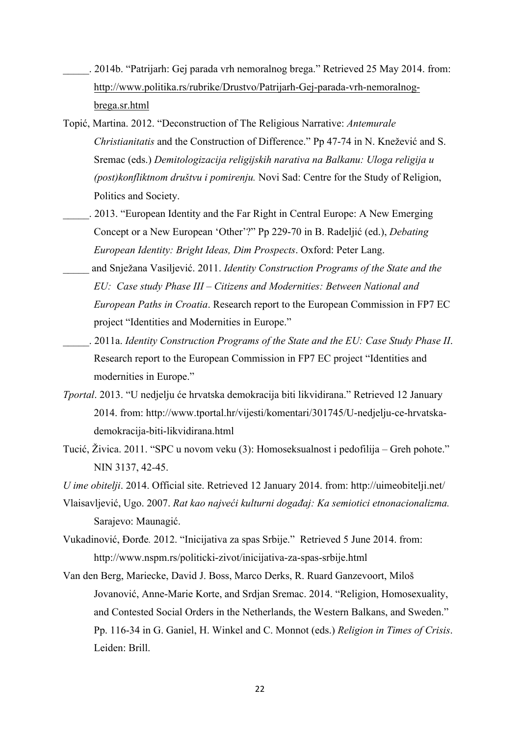\_\_\_\_\_. 2014b. "Patrijarh: Gej parada vrh nemoralnog brega." Retrieved 25 May 2014. from: http://www.politika.rs/rubrike/Drustvo/Patrijarh-Gej-parada-vrh-nemoralnog-brega.sr.html

Topić, Martina. 2012. "Deconstruction of The Religious Narrative: *Antemurale Christianitatis* and the Construction of Difference." Pp 47-74 in N. Knežević and S. Sremac (eds.) *Demitologizacija religijskih narativa na Balkanu: Uloga religija u (post)konfliktnom društvu i pomirenju.* Novi Sad: Centre for the Study of Religion, Politics and Society.

\_\_\_\_\_. 2013. "European Identity and the Far Right in Central Europe: A New Emerging Concept or a New European 'Other'?" Pp 229-70 in B. Radeljić (ed.), *Debating European Identity: Bright Ideas, Dim Prospects*. Oxford: Peter Lang.

\_\_\_\_\_ and Snježana Vasiljević. 2011. *Identity Construction Programs of the State and the EU: Case study Phase III – Citizens and Modernities: Between National and European Paths in Croatia*. Research report to the European Commission in FP7 EC project "Identities and Modernities in Europe."

\_\_\_\_\_. 2011a. *Identity Construction Programs of the State and the EU: Case Study Phase II*. Research report to the European Commission in FP7 EC project "Identities and modernities in Europe."

*Tportal*. 2013. "U nedjelju će hrvatska demokracija biti likvidirana." Retrieved 12 January 2014. from: http://www.tportal.hr/vijesti/komentari/301745/U-nedjelju-ce-hrvatska-demokracija-biti-likvidirana.html

Tucić, Živica. 2011. "SPC u novom veku (3): Homoseksualnost i pedofilija – Greh pohote." NIN 3137, 42-45.

*U ime obitelji*. 2014. Official site. Retrieved 12 January 2014. from: http://uimeobitelji.net/

Vlaisavljević, Ugo. 2007. *Rat kao najveći kulturni događaj: Ka semiotici etnonacionalizma.* Sarajevo: Maunagić.

Vukadinović, Đorđe*.* 2012. "Inicijativa za spas Srbije." Retrieved 5 June 2014. from: http://www.nspm.rs/politicki-zivot/inicijativa-za-spas-srbije.html

Van den Berg, Mariecke, David J. Boss, Marco Derks, R. Ruard Ganzevoort, Miloš Jovanović, Anne-Marie Korte, and Srdjan Sremac. 2014. "Religion, Homosexuality, and Contested Social Orders in the Netherlands, the Western Balkans, and Sweden." Pp. 116-34 in G. Ganiel, H. Winkel and C. Monnot (eds.) *Religion in Times of Crisis*. Leiden: Brill.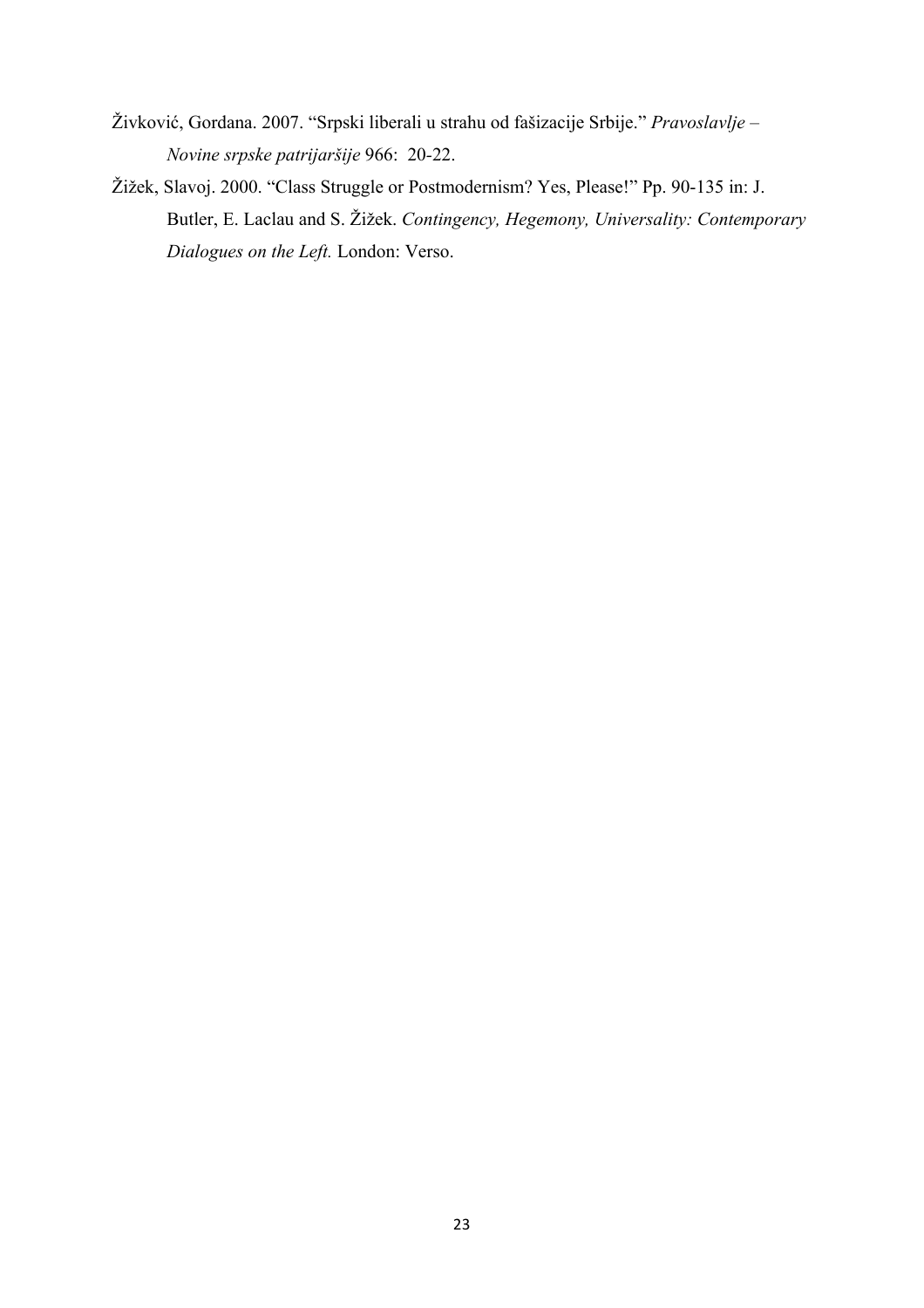Živković, Gordana. 2007. "Srpski liberali u strahu od fašizacije Srbije." *Pravoslavlje – Novine srpske patrijaršije* 966: 20-22.

Žižek, Slavoj. 2000. "Class Struggle or Postmodernism? Yes, Please!" Pp. 90-135 in: J. Butler, E. Laclau and S. Žižek. *Contingency, Hegemony, Universality: Contemporary Dialogues on the Left.* London: Verso.